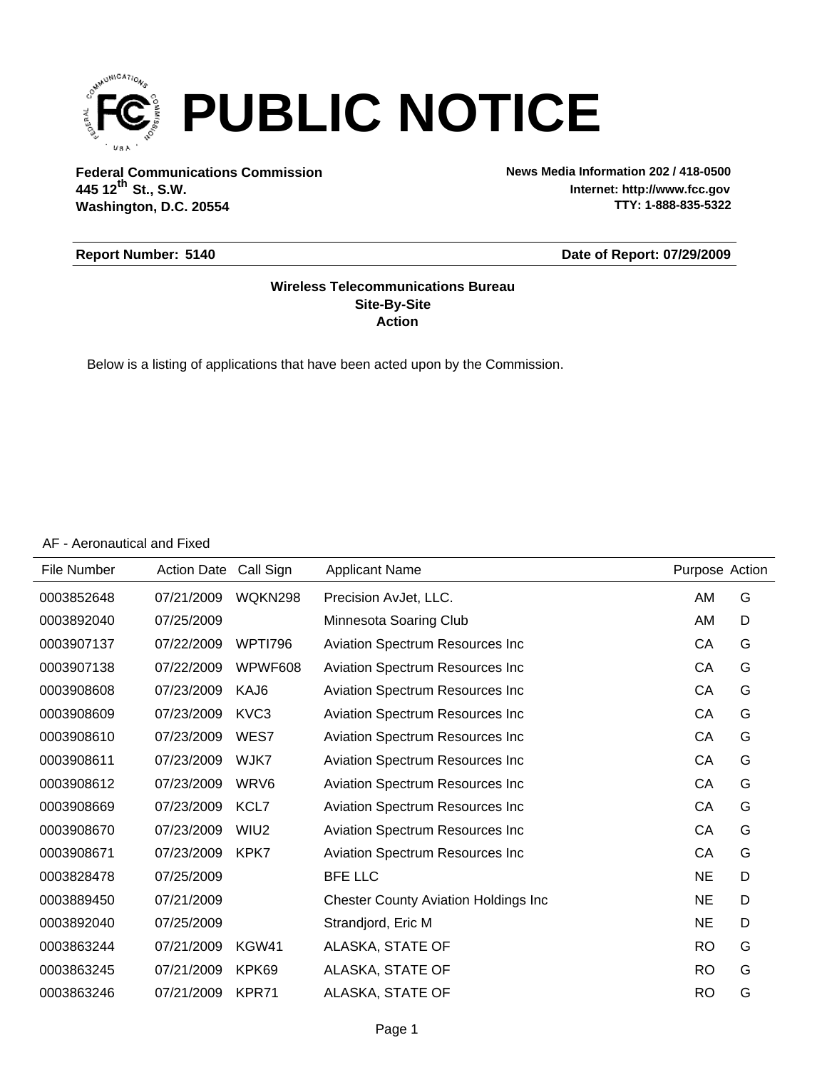# PUBLIC NOTICE

**Federal Communications Commission**
**445 12th St., S.W.**
**Washington, D.C. 20554**

**News Media Information 202 / 418-0500**
**Internet: http://www.fcc.gov**
**TTY: 1-888-835-5322**

**Report Number: 5140** **Date of Report: 07/29/2009**

**Wireless Telecommunications Bureau**
**Site-By-Site**
**Action**

Below is a listing of applications that have been acted upon by the Commission.

AF - Aeronautical and Fixed

| File Number | Action Date | Call Sign | Applicant Name | Purpose | Action |
|---|---|---|---|---|---|
| 0003852648 | 07/21/2009 | WQKN298 | Precision AvJet, LLC. | AM | G |
| 0003892040 | 07/25/2009 | | Minnesota Soaring Club | AM | D |
| 0003907137 | 07/22/2009 | WPTI796 | Aviation Spectrum Resources Inc | CA | G |
| 0003907138 | 07/22/2009 | WPWF608 | Aviation Spectrum Resources Inc | CA | G |
| 0003908608 | 07/23/2009 | KAJ6 | Aviation Spectrum Resources Inc | CA | G |
| 0003908609 | 07/23/2009 | KVC3 | Aviation Spectrum Resources Inc | CA | G |
| 0003908610 | 07/23/2009 | WES7 | Aviation Spectrum Resources Inc | CA | G |
| 0003908611 | 07/23/2009 | WJK7 | Aviation Spectrum Resources Inc | CA | G |
| 0003908612 | 07/23/2009 | WRV6 | Aviation Spectrum Resources Inc | CA | G |
| 0003908669 | 07/23/2009 | KCL7 | Aviation Spectrum Resources Inc | CA | G |
| 0003908670 | 07/23/2009 | WIU2 | Aviation Spectrum Resources Inc | CA | G |
| 0003908671 | 07/23/2009 | KPK7 | Aviation Spectrum Resources Inc | CA | G |
| 0003828478 | 07/25/2009 | | BFE LLC | NE | D |
| 0003889450 | 07/21/2009 | | Chester County Aviation Holdings Inc | NE | D |
| 0003892040 | 07/25/2009 | | Strandjord, Eric M | NE | D |
| 0003863244 | 07/21/2009 | KGW41 | ALASKA, STATE OF | RO | G |
| 0003863245 | 07/21/2009 | KPK69 | ALASKA, STATE OF | RO | G |
| 0003863246 | 07/21/2009 | KPR71 | ALASKA, STATE OF | RO | G |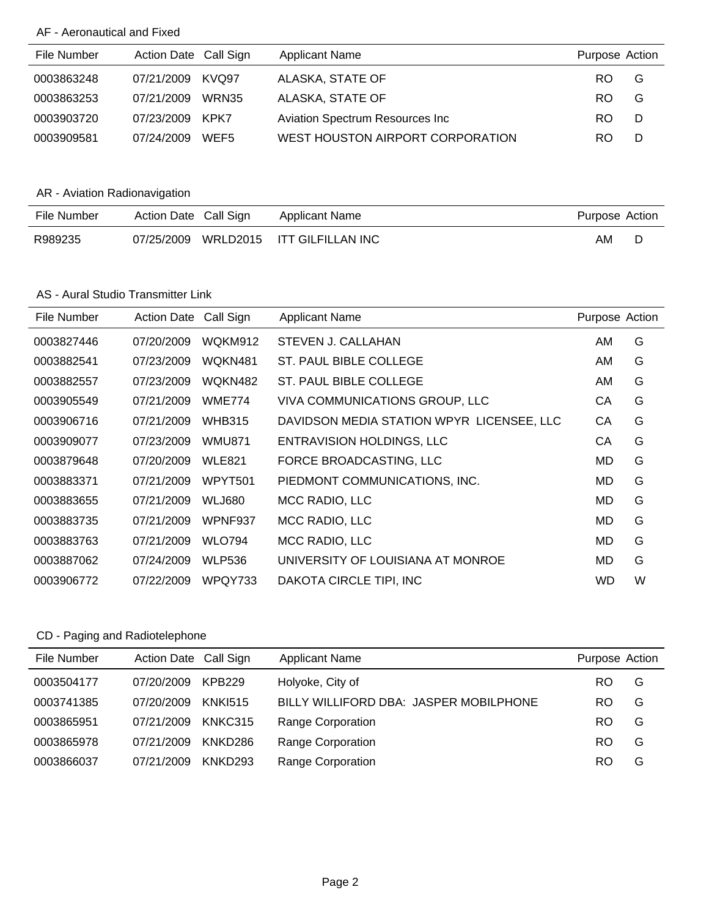## AF - Aeronautical and Fixed

| File Number | Action Date | Call Sign | Applicant Name | Purpose | Action |
|---|---|---|---|---|---|
| 0003863248 | 07/21/2009 | KVQ97 | ALASKA, STATE OF | RO | G |
| 0003863253 | 07/21/2009 | WRN35 | ALASKA, STATE OF | RO | G |
| 0003903720 | 07/23/2009 | KPK7 | Aviation Spectrum Resources Inc | RO | D |
| 0003909581 | 07/24/2009 | WEF5 | WEST HOUSTON AIRPORT CORPORATION | RO | D |

## AR - Aviation Radionavigation

| File Number | Action Date | Call Sign | Applicant Name | Purpose | Action |
|---|---|---|---|---|---|
| R989235 | 07/25/2009 | WRLD2015 | ITT GILFILLAN INC | AM | D |

## AS - Aural Studio Transmitter Link

| File Number | Action Date | Call Sign | Applicant Name | Purpose | Action |
|---|---|---|---|---|---|
| 0003827446 | 07/20/2009 | WQKM912 | STEVEN J. CALLAHAN | AM | G |
| 0003882541 | 07/23/2009 | WQKN481 | ST. PAUL BIBLE COLLEGE | AM | G |
| 0003882557 | 07/23/2009 | WQKN482 | ST. PAUL BIBLE COLLEGE | AM | G |
| 0003905549 | 07/21/2009 | WME774 | VIVA COMMUNICATIONS GROUP, LLC | CA | G |
| 0003906716 | 07/21/2009 | WHB315 | DAVIDSON MEDIA STATION WPYR LICENSEE, LLC | CA | G |
| 0003909077 | 07/23/2009 | WMU871 | ENTRAVISION HOLDINGS, LLC | CA | G |
| 0003879648 | 07/20/2009 | WLE821 | FORCE BROADCASTING, LLC | MD | G |
| 0003883371 | 07/21/2009 | WPYT501 | PIEDMONT COMMUNICATIONS, INC. | MD | G |
| 0003883655 | 07/21/2009 | WLJ680 | MCC RADIO, LLC | MD | G |
| 0003883735 | 07/21/2009 | WPNF937 | MCC RADIO, LLC | MD | G |
| 0003883763 | 07/21/2009 | WLO794 | MCC RADIO, LLC | MD | G |
| 0003887062 | 07/24/2009 | WLP536 | UNIVERSITY OF LOUISIANA AT MONROE | MD | G |
| 0003906772 | 07/22/2009 | WPQY733 | DAKOTA CIRCLE TIPI, INC | WD | W |

## CD - Paging and Radiotelephone

| File Number | Action Date | Call Sign | Applicant Name | Purpose | Action |
|---|---|---|---|---|---|
| 0003504177 | 07/20/2009 | KPB229 | Holyoke, City of | RO | G |
| 0003741385 | 07/20/2009 | KNKI515 | BILLY WILLIFORD DBA: JASPER MOBILPHONE | RO | G |
| 0003865951 | 07/21/2009 | KNKC315 | Range Corporation | RO | G |
| 0003865978 | 07/21/2009 | KNKD286 | Range Corporation | RO | G |
| 0003866037 | 07/21/2009 | KNKD293 | Range Corporation | RO | G |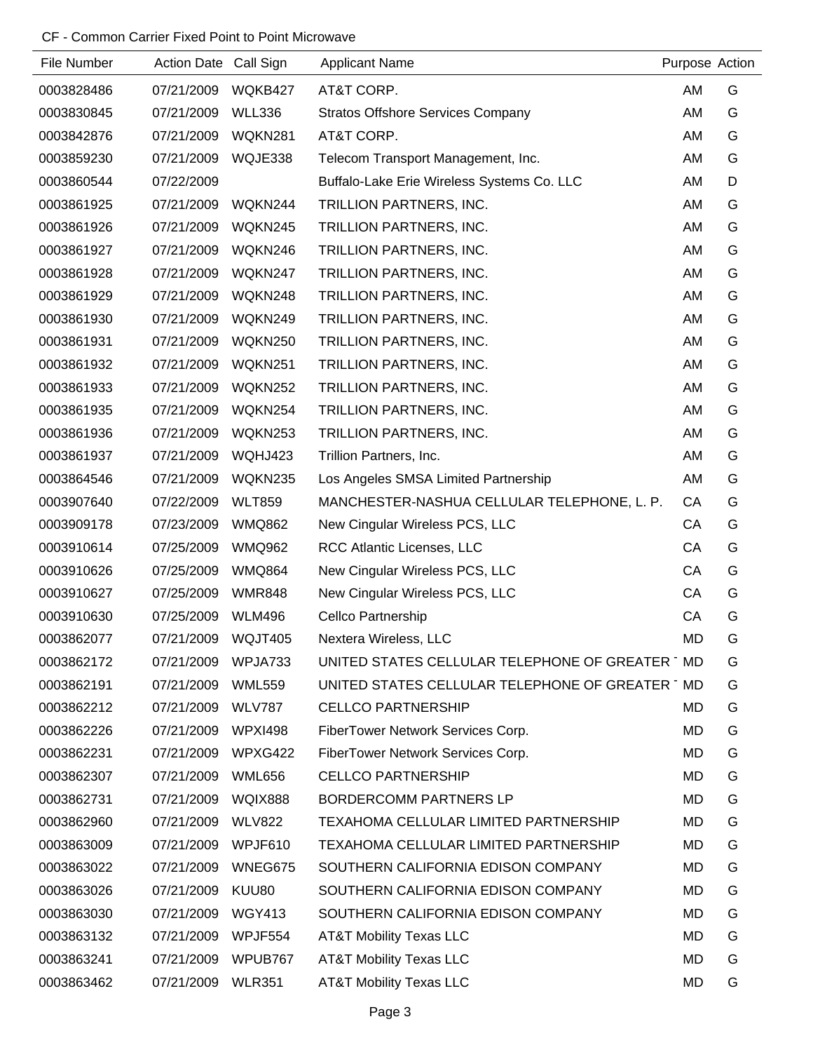CF - Common Carrier Fixed Point to Point Microwave

| File Number | Action Date | Call Sign | Applicant Name | Purpose | Action |
|---|---|---|---|---|---|
| 0003828486 | 07/21/2009 | WQKB427 | AT&T CORP. | AM | G |
| 0003830845 | 07/21/2009 | WLL336 | Stratos Offshore Services Company | AM | G |
| 0003842876 | 07/21/2009 | WQKN281 | AT&T CORP. | AM | G |
| 0003859230 | 07/21/2009 | WQJE338 | Telecom Transport Management, Inc. | AM | G |
| 0003860544 | 07/22/2009 | | Buffalo-Lake Erie Wireless Systems Co. LLC | AM | D |
| 0003861925 | 07/21/2009 | WQKN244 | TRILLION PARTNERS, INC. | AM | G |
| 0003861926 | 07/21/2009 | WQKN245 | TRILLION PARTNERS, INC. | AM | G |
| 0003861927 | 07/21/2009 | WQKN246 | TRILLION PARTNERS, INC. | AM | G |
| 0003861928 | 07/21/2009 | WQKN247 | TRILLION PARTNERS, INC. | AM | G |
| 0003861929 | 07/21/2009 | WQKN248 | TRILLION PARTNERS, INC. | AM | G |
| 0003861930 | 07/21/2009 | WQKN249 | TRILLION PARTNERS, INC. | AM | G |
| 0003861931 | 07/21/2009 | WQKN250 | TRILLION PARTNERS, INC. | AM | G |
| 0003861932 | 07/21/2009 | WQKN251 | TRILLION PARTNERS, INC. | AM | G |
| 0003861933 | 07/21/2009 | WQKN252 | TRILLION PARTNERS, INC. | AM | G |
| 0003861935 | 07/21/2009 | WQKN254 | TRILLION PARTNERS, INC. | AM | G |
| 0003861936 | 07/21/2009 | WQKN253 | TRILLION PARTNERS, INC. | AM | G |
| 0003861937 | 07/21/2009 | WQHJ423 | Trillion Partners, Inc. | AM | G |
| 0003864546 | 07/21/2009 | WQKN235 | Los Angeles SMSA Limited Partnership | AM | G |
| 0003907640 | 07/22/2009 | WLT859 | MANCHESTER-NASHUA CELLULAR TELEPHONE, L. P. | CA | G |
| 0003909178 | 07/23/2009 | WMQ862 | New Cingular Wireless PCS, LLC | CA | G |
| 0003910614 | 07/25/2009 | WMQ962 | RCC Atlantic Licenses, LLC | CA | G |
| 0003910626 | 07/25/2009 | WMQ864 | New Cingular Wireless PCS, LLC | CA | G |
| 0003910627 | 07/25/2009 | WMR848 | New Cingular Wireless PCS, LLC | CA | G |
| 0003910630 | 07/25/2009 | WLM496 | Cellco Partnership | CA | G |
| 0003862077 | 07/21/2009 | WQJT405 | Nextera Wireless, LLC | MD | G |
| 0003862172 | 07/21/2009 | WPJA733 | UNITED STATES CELLULAR TELEPHONE OF GREATER | MD | G |
| 0003862191 | 07/21/2009 | WML559 | UNITED STATES CELLULAR TELEPHONE OF GREATER | MD | G |
| 0003862212 | 07/21/2009 | WLV787 | CELLCO PARTNERSHIP | MD | G |
| 0003862226 | 07/21/2009 | WPXI498 | FiberTower Network Services Corp. | MD | G |
| 0003862231 | 07/21/2009 | WPXG422 | FiberTower Network Services Corp. | MD | G |
| 0003862307 | 07/21/2009 | WML656 | CELLCO PARTNERSHIP | MD | G |
| 0003862731 | 07/21/2009 | WQIX888 | BORDERCOMM PARTNERS LP | MD | G |
| 0003862960 | 07/21/2009 | WLV822 | TEXAHOMA CELLULAR LIMITED PARTNERSHIP | MD | G |
| 0003863009 | 07/21/2009 | WPJF610 | TEXAHOMA CELLULAR LIMITED PARTNERSHIP | MD | G |
| 0003863022 | 07/21/2009 | WNEG675 | SOUTHERN CALIFORNIA EDISON COMPANY | MD | G |
| 0003863026 | 07/21/2009 | KUU80 | SOUTHERN CALIFORNIA EDISON COMPANY | MD | G |
| 0003863030 | 07/21/2009 | WGY413 | SOUTHERN CALIFORNIA EDISON COMPANY | MD | G |
| 0003863132 | 07/21/2009 | WPJF554 | AT&T Mobility Texas LLC | MD | G |
| 0003863241 | 07/21/2009 | WPUB767 | AT&T Mobility Texas LLC | MD | G |
| 0003863462 | 07/21/2009 | WLR351 | AT&T Mobility Texas LLC | MD | G |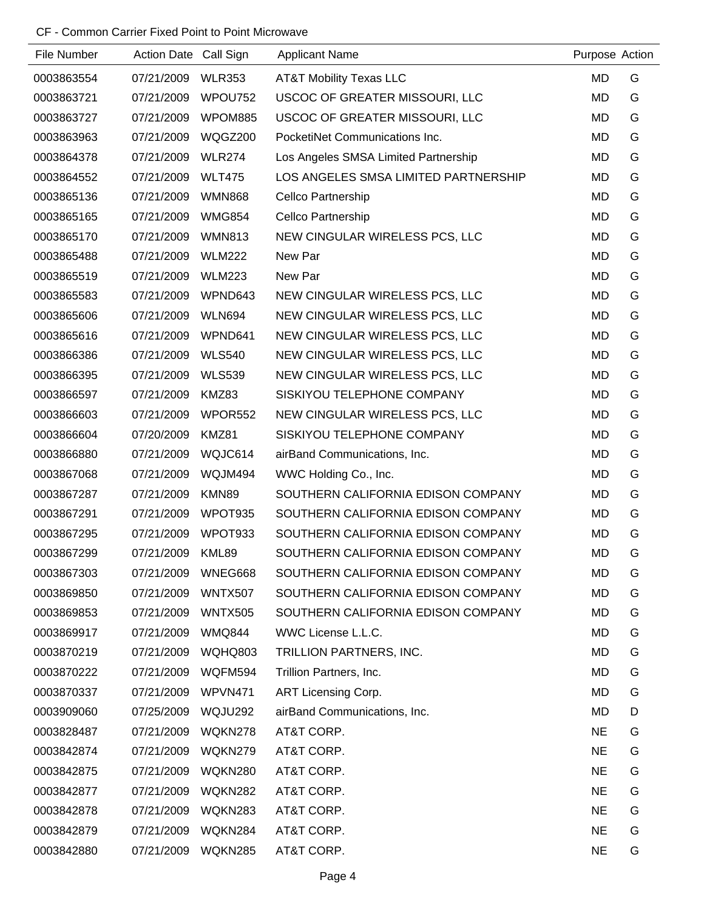CF - Common Carrier Fixed Point to Point Microwave

| File Number | Action Date | Call Sign | Applicant Name | Purpose | Action |
|---|---|---|---|---|---|
| 0003863554 | 07/21/2009 | WLR353 | AT&T Mobility Texas LLC | MD | G |
| 0003863721 | 07/21/2009 | WPOU752 | USCOC OF GREATER MISSOURI, LLC | MD | G |
| 0003863727 | 07/21/2009 | WPOM885 | USCOC OF GREATER MISSOURI, LLC | MD | G |
| 0003863963 | 07/21/2009 | WQGZ200 | PocketiNet Communications Inc. | MD | G |
| 0003864378 | 07/21/2009 | WLR274 | Los Angeles SMSA Limited Partnership | MD | G |
| 0003864552 | 07/21/2009 | WLT475 | LOS ANGELES SMSA LIMITED PARTNERSHIP | MD | G |
| 0003865136 | 07/21/2009 | WMN868 | Cellco Partnership | MD | G |
| 0003865165 | 07/21/2009 | WMG854 | Cellco Partnership | MD | G |
| 0003865170 | 07/21/2009 | WMN813 | NEW CINGULAR WIRELESS PCS, LLC | MD | G |
| 0003865488 | 07/21/2009 | WLM222 | New Par | MD | G |
| 0003865519 | 07/21/2009 | WLM223 | New Par | MD | G |
| 0003865583 | 07/21/2009 | WPND643 | NEW CINGULAR WIRELESS PCS, LLC | MD | G |
| 0003865606 | 07/21/2009 | WLN694 | NEW CINGULAR WIRELESS PCS, LLC | MD | G |
| 0003865616 | 07/21/2009 | WPND641 | NEW CINGULAR WIRELESS PCS, LLC | MD | G |
| 0003866386 | 07/21/2009 | WLS540 | NEW CINGULAR WIRELESS PCS, LLC | MD | G |
| 0003866395 | 07/21/2009 | WLS539 | NEW CINGULAR WIRELESS PCS, LLC | MD | G |
| 0003866597 | 07/21/2009 | KMZ83 | SISKIYOU TELEPHONE COMPANY | MD | G |
| 0003866603 | 07/21/2009 | WPOR552 | NEW CINGULAR WIRELESS PCS, LLC | MD | G |
| 0003866604 | 07/20/2009 | KMZ81 | SISKIYOU TELEPHONE COMPANY | MD | G |
| 0003866880 | 07/21/2009 | WQJC614 | airBand Communications, Inc. | MD | G |
| 0003867068 | 07/21/2009 | WQJM494 | WWC Holding Co., Inc. | MD | G |
| 0003867287 | 07/21/2009 | KMN89 | SOUTHERN CALIFORNIA EDISON COMPANY | MD | G |
| 0003867291 | 07/21/2009 | WPOT935 | SOUTHERN CALIFORNIA EDISON COMPANY | MD | G |
| 0003867295 | 07/21/2009 | WPOT933 | SOUTHERN CALIFORNIA EDISON COMPANY | MD | G |
| 0003867299 | 07/21/2009 | KML89 | SOUTHERN CALIFORNIA EDISON COMPANY | MD | G |
| 0003867303 | 07/21/2009 | WNEG668 | SOUTHERN CALIFORNIA EDISON COMPANY | MD | G |
| 0003869850 | 07/21/2009 | WNTX507 | SOUTHERN CALIFORNIA EDISON COMPANY | MD | G |
| 0003869853 | 07/21/2009 | WNTX505 | SOUTHERN CALIFORNIA EDISON COMPANY | MD | G |
| 0003869917 | 07/21/2009 | WMQ844 | WWC License L.L.C. | MD | G |
| 0003870219 | 07/21/2009 | WQHQ803 | TRILLION PARTNERS, INC. | MD | G |
| 0003870222 | 07/21/2009 | WQFM594 | Trillion Partners, Inc. | MD | G |
| 0003870337 | 07/21/2009 | WPVN471 | ART Licensing Corp. | MD | G |
| 0003909060 | 07/25/2009 | WQJU292 | airBand Communications, Inc. | MD | D |
| 0003828487 | 07/21/2009 | WQKN278 | AT&T CORP. | NE | G |
| 0003842874 | 07/21/2009 | WQKN279 | AT&T CORP. | NE | G |
| 0003842875 | 07/21/2009 | WQKN280 | AT&T CORP. | NE | G |
| 0003842877 | 07/21/2009 | WQKN282 | AT&T CORP. | NE | G |
| 0003842878 | 07/21/2009 | WQKN283 | AT&T CORP. | NE | G |
| 0003842879 | 07/21/2009 | WQKN284 | AT&T CORP. | NE | G |
| 0003842880 | 07/21/2009 | WQKN285 | AT&T CORP. | NE | G |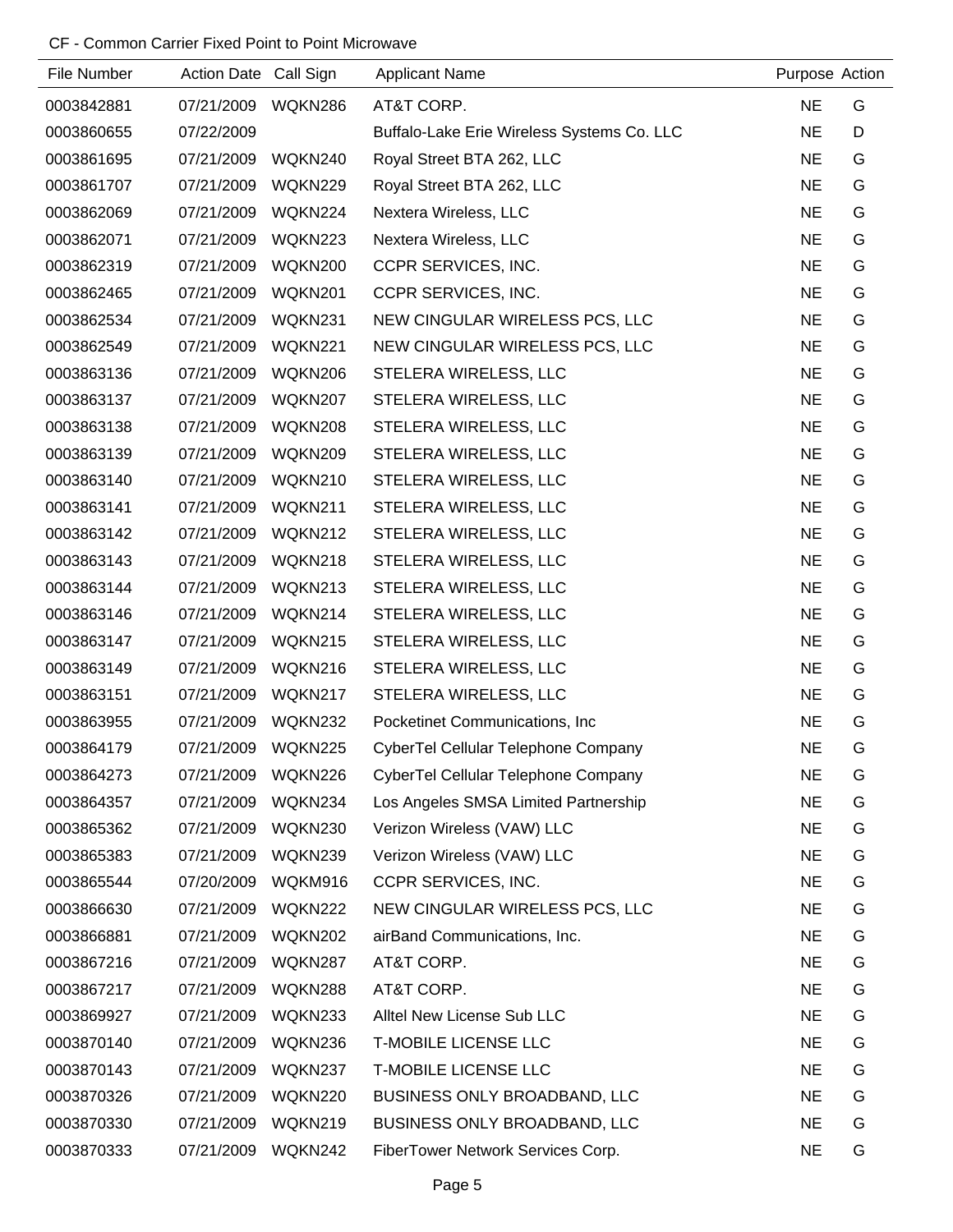CF - Common Carrier Fixed Point to Point Microwave

| File Number | Action Date | Call Sign | Applicant Name | Purpose | Action |
|---|---|---|---|---|---|
| 0003842881 | 07/21/2009 | WQKN286 | AT&T CORP. | NE | G |
| 0003860655 | 07/22/2009 | | Buffalo-Lake Erie Wireless Systems Co. LLC | NE | D |
| 0003861695 | 07/21/2009 | WQKN240 | Royal Street BTA 262, LLC | NE | G |
| 0003861707 | 07/21/2009 | WQKN229 | Royal Street BTA 262, LLC | NE | G |
| 0003862069 | 07/21/2009 | WQKN224 | Nextera Wireless, LLC | NE | G |
| 0003862071 | 07/21/2009 | WQKN223 | Nextera Wireless, LLC | NE | G |
| 0003862319 | 07/21/2009 | WQKN200 | CCPR SERVICES, INC. | NE | G |
| 0003862465 | 07/21/2009 | WQKN201 | CCPR SERVICES, INC. | NE | G |
| 0003862534 | 07/21/2009 | WQKN231 | NEW CINGULAR WIRELESS PCS, LLC | NE | G |
| 0003862549 | 07/21/2009 | WQKN221 | NEW CINGULAR WIRELESS PCS, LLC | NE | G |
| 0003863136 | 07/21/2009 | WQKN206 | STELERA WIRELESS, LLC | NE | G |
| 0003863137 | 07/21/2009 | WQKN207 | STELERA WIRELESS, LLC | NE | G |
| 0003863138 | 07/21/2009 | WQKN208 | STELERA WIRELESS, LLC | NE | G |
| 0003863139 | 07/21/2009 | WQKN209 | STELERA WIRELESS, LLC | NE | G |
| 0003863140 | 07/21/2009 | WQKN210 | STELERA WIRELESS, LLC | NE | G |
| 0003863141 | 07/21/2009 | WQKN211 | STELERA WIRELESS, LLC | NE | G |
| 0003863142 | 07/21/2009 | WQKN212 | STELERA WIRELESS, LLC | NE | G |
| 0003863143 | 07/21/2009 | WQKN218 | STELERA WIRELESS, LLC | NE | G |
| 0003863144 | 07/21/2009 | WQKN213 | STELERA WIRELESS, LLC | NE | G |
| 0003863146 | 07/21/2009 | WQKN214 | STELERA WIRELESS, LLC | NE | G |
| 0003863147 | 07/21/2009 | WQKN215 | STELERA WIRELESS, LLC | NE | G |
| 0003863149 | 07/21/2009 | WQKN216 | STELERA WIRELESS, LLC | NE | G |
| 0003863151 | 07/21/2009 | WQKN217 | STELERA WIRELESS, LLC | NE | G |
| 0003863955 | 07/21/2009 | WQKN232 | Pocketinet Communications, Inc | NE | G |
| 0003864179 | 07/21/2009 | WQKN225 | CyberTel Cellular Telephone Company | NE | G |
| 0003864273 | 07/21/2009 | WQKN226 | CyberTel Cellular Telephone Company | NE | G |
| 0003864357 | 07/21/2009 | WQKN234 | Los Angeles SMSA Limited Partnership | NE | G |
| 0003865362 | 07/21/2009 | WQKN230 | Verizon Wireless (VAW) LLC | NE | G |
| 0003865383 | 07/21/2009 | WQKN239 | Verizon Wireless (VAW) LLC | NE | G |
| 0003865544 | 07/20/2009 | WQKM916 | CCPR SERVICES, INC. | NE | G |
| 0003866630 | 07/21/2009 | WQKN222 | NEW CINGULAR WIRELESS PCS, LLC | NE | G |
| 0003866881 | 07/21/2009 | WQKN202 | airBand Communications, Inc. | NE | G |
| 0003867216 | 07/21/2009 | WQKN287 | AT&T CORP. | NE | G |
| 0003867217 | 07/21/2009 | WQKN288 | AT&T CORP. | NE | G |
| 0003869927 | 07/21/2009 | WQKN233 | Alltel New License Sub LLC | NE | G |
| 0003870140 | 07/21/2009 | WQKN236 | T-MOBILE LICENSE LLC | NE | G |
| 0003870143 | 07/21/2009 | WQKN237 | T-MOBILE LICENSE LLC | NE | G |
| 0003870326 | 07/21/2009 | WQKN220 | BUSINESS ONLY BROADBAND, LLC | NE | G |
| 0003870330 | 07/21/2009 | WQKN219 | BUSINESS ONLY BROADBAND, LLC | NE | G |
| 0003870333 | 07/21/2009 | WQKN242 | FiberTower Network Services Corp. | NE | G |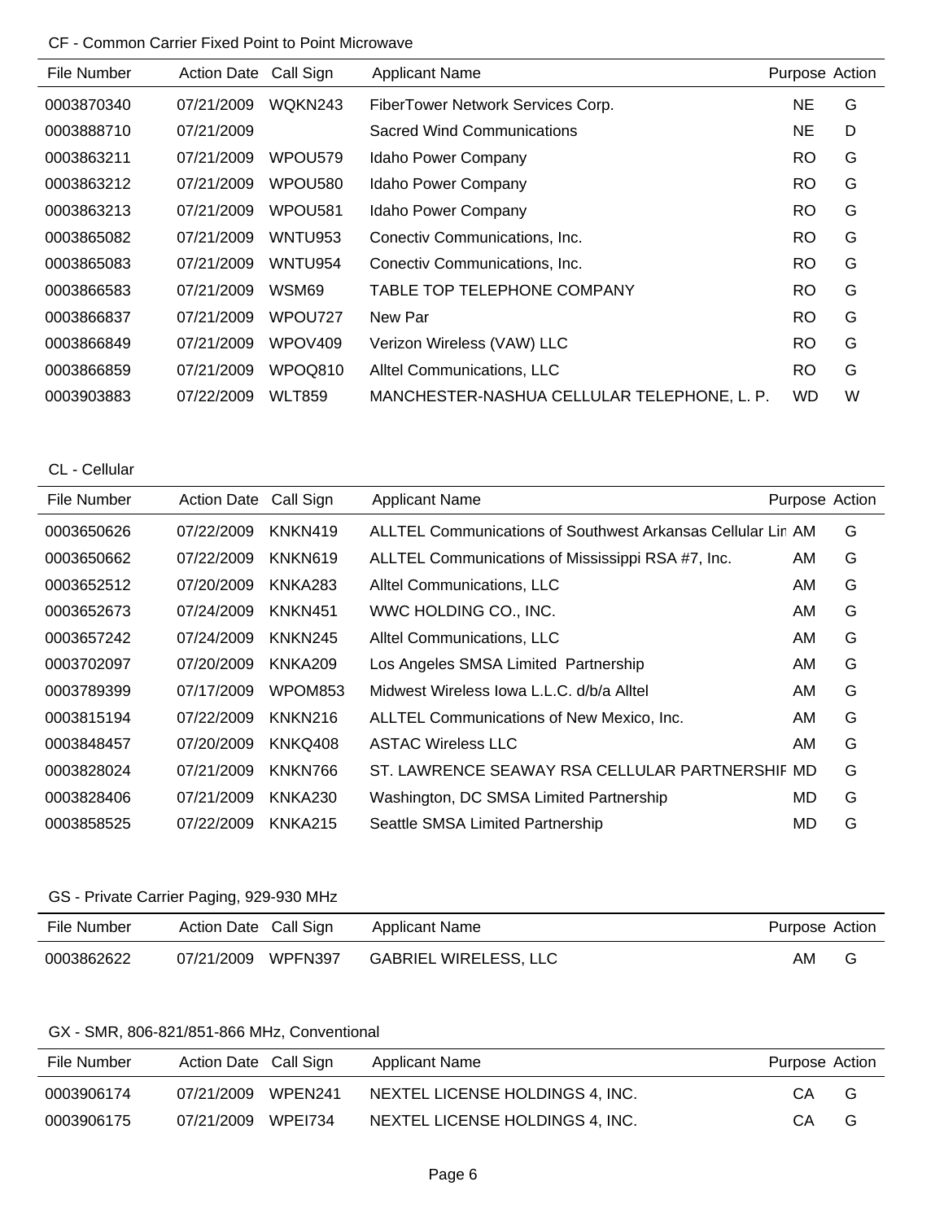## CF - Common Carrier Fixed Point to Point Microwave

| File Number | Action Date | Call Sign | Applicant Name | Purpose | Action |
|---|---|---|---|---|---|
| 0003870340 | 07/21/2009 | WQKN243 | FiberTower Network Services Corp. | NE | G |
| 0003888710 | 07/21/2009 | | Sacred Wind Communications | NE | D |
| 0003863211 | 07/21/2009 | WPOU579 | Idaho Power Company | RO | G |
| 0003863212 | 07/21/2009 | WPOU580 | Idaho Power Company | RO | G |
| 0003863213 | 07/21/2009 | WPOU581 | Idaho Power Company | RO | G |
| 0003865082 | 07/21/2009 | WNTU953 | Conectiv Communications, Inc. | RO | G |
| 0003865083 | 07/21/2009 | WNTU954 | Conectiv Communications, Inc. | RO | G |
| 0003866583 | 07/21/2009 | WSM69 | TABLE TOP TELEPHONE COMPANY | RO | G |
| 0003866837 | 07/21/2009 | WPOU727 | New Par | RO | G |
| 0003866849 | 07/21/2009 | WPOV409 | Verizon Wireless (VAW) LLC | RO | G |
| 0003866859 | 07/21/2009 | WPOQ810 | Alltel Communications, LLC | RO | G |
| 0003903883 | 07/22/2009 | WLT859 | MANCHESTER-NASHUA CELLULAR TELEPHONE, L. P. | WD | W |

## CL - Cellular

| File Number | Action Date | Call Sign | Applicant Name | Purpose | Action |
|---|---|---|---|---|---|
| 0003650626 | 07/22/2009 | KNKN419 | ALLTEL Communications of Southwest Arkansas Cellular Lin | AM | G |
| 0003650662 | 07/22/2009 | KNKN619 | ALLTEL Communications of Mississippi RSA #7, Inc. | AM | G |
| 0003652512 | 07/20/2009 | KNKA283 | Alltel Communications, LLC | AM | G |
| 0003652673 | 07/24/2009 | KNKN451 | WWC HOLDING CO., INC. | AM | G |
| 0003657242 | 07/24/2009 | KNKN245 | Alltel Communications, LLC | AM | G |
| 0003702097 | 07/20/2009 | KNKA209 | Los Angeles SMSA Limited Partnership | AM | G |
| 0003789399 | 07/17/2009 | WPOM853 | Midwest Wireless Iowa L.L.C. d/b/a Alltel | AM | G |
| 0003815194 | 07/22/2009 | KNKN216 | ALLTEL Communications of New Mexico, Inc. | AM | G |
| 0003848457 | 07/20/2009 | KNKQ408 | ASTAC Wireless LLC | AM | G |
| 0003828024 | 07/21/2009 | KNKN766 | ST. LAWRENCE SEAWAY RSA CELLULAR PARTNERSHIF | MD | G |
| 0003828406 | 07/21/2009 | KNKA230 | Washington, DC SMSA Limited Partnership | MD | G |
| 0003858525 | 07/22/2009 | KNKA215 | Seattle SMSA Limited Partnership | MD | G |

## GS - Private Carrier Paging, 929-930 MHz

| File Number | Action Date | Call Sign | Applicant Name | Purpose | Action |
|---|---|---|---|---|---|
| 0003862622 | 07/21/2009 | WPFN397 | GABRIEL WIRELESS, LLC | AM | G |

## GX - SMR, 806-821/851-866 MHz, Conventional

| File Number | Action Date | Call Sign | Applicant Name | Purpose | Action |
|---|---|---|---|---|---|
| 0003906174 | 07/21/2009 | WPEN241 | NEXTEL LICENSE HOLDINGS 4, INC. | CA | G |
| 0003906175 | 07/21/2009 | WPEI734 | NEXTEL LICENSE HOLDINGS 4, INC. | CA | G |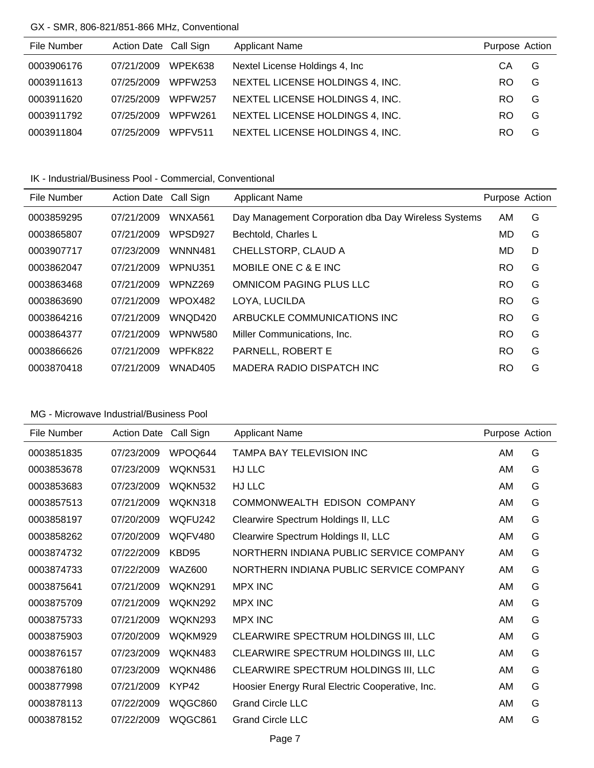GX - SMR, 806-821/851-866 MHz, Conventional

| File Number | Action Date | Call Sign | Applicant Name | Purpose | Action |
|---|---|---|---|---|---|
| 0003906176 | 07/21/2009 | WPEK638 | Nextel License Holdings 4, Inc | CA | G |
| 0003911613 | 07/25/2009 | WPFW253 | NEXTEL LICENSE HOLDINGS 4, INC. | RO | G |
| 0003911620 | 07/25/2009 | WPFW257 | NEXTEL LICENSE HOLDINGS 4, INC. | RO | G |
| 0003911792 | 07/25/2009 | WPFW261 | NEXTEL LICENSE HOLDINGS 4, INC. | RO | G |
| 0003911804 | 07/25/2009 | WPFV511 | NEXTEL LICENSE HOLDINGS 4, INC. | RO | G |

IK - Industrial/Business Pool - Commercial, Conventional

| File Number | Action Date | Call Sign | Applicant Name | Purpose | Action |
|---|---|---|---|---|---|
| 0003859295 | 07/21/2009 | WNXA561 | Day Management Corporation dba Day Wireless Systems | AM | G |
| 0003865807 | 07/21/2009 | WPSD927 | Bechtold, Charles L | MD | G |
| 0003907717 | 07/23/2009 | WNNN481 | CHELLSTORP, CLAUD A | MD | D |
| 0003862047 | 07/21/2009 | WPNU351 | MOBILE ONE C & E INC | RO | G |
| 0003863468 | 07/21/2009 | WPNZ269 | OMNICOM PAGING PLUS LLC | RO | G |
| 0003863690 | 07/21/2009 | WPOX482 | LOYA, LUCILDA | RO | G |
| 0003864216 | 07/21/2009 | WNQD420 | ARBUCKLE COMMUNICATIONS INC | RO | G |
| 0003864377 | 07/21/2009 | WPNW580 | Miller Communications, Inc. | RO | G |
| 0003866626 | 07/21/2009 | WPFK822 | PARNELL, ROBERT E | RO | G |
| 0003870418 | 07/21/2009 | WNAD405 | MADERA RADIO DISPATCH INC | RO | G |

MG - Microwave Industrial/Business Pool

| File Number | Action Date | Call Sign | Applicant Name | Purpose | Action |
|---|---|---|---|---|---|
| 0003851835 | 07/23/2009 | WPOQ644 | TAMPA BAY TELEVISION INC | AM | G |
| 0003853678 | 07/23/2009 | WQKN531 | HJ LLC | AM | G |
| 0003853683 | 07/23/2009 | WQKN532 | HJ LLC | AM | G |
| 0003857513 | 07/21/2009 | WQKN318 | COMMONWEALTH EDISON COMPANY | AM | G |
| 0003858197 | 07/20/2009 | WQFU242 | Clearwire Spectrum Holdings II, LLC | AM | G |
| 0003858262 | 07/20/2009 | WQFV480 | Clearwire Spectrum Holdings II, LLC | AM | G |
| 0003874732 | 07/22/2009 | KBD95 | NORTHERN INDIANA PUBLIC SERVICE COMPANY | AM | G |
| 0003874733 | 07/22/2009 | WAZ600 | NORTHERN INDIANA PUBLIC SERVICE COMPANY | AM | G |
| 0003875641 | 07/21/2009 | WQKN291 | MPX INC | AM | G |
| 0003875709 | 07/21/2009 | WQKN292 | MPX INC | AM | G |
| 0003875733 | 07/21/2009 | WQKN293 | MPX INC | AM | G |
| 0003875903 | 07/20/2009 | WQKM929 | CLEARWIRE SPECTRUM HOLDINGS III, LLC | AM | G |
| 0003876157 | 07/23/2009 | WQKN483 | CLEARWIRE SPECTRUM HOLDINGS III, LLC | AM | G |
| 0003876180 | 07/23/2009 | WQKN486 | CLEARWIRE SPECTRUM HOLDINGS III, LLC | AM | G |
| 0003877998 | 07/21/2009 | KYP42 | Hoosier Energy Rural Electric Cooperative, Inc. | AM | G |
| 0003878113 | 07/22/2009 | WQGC860 | Grand Circle LLC | AM | G |
| 0003878152 | 07/22/2009 | WQGC861 | Grand Circle LLC | AM | G |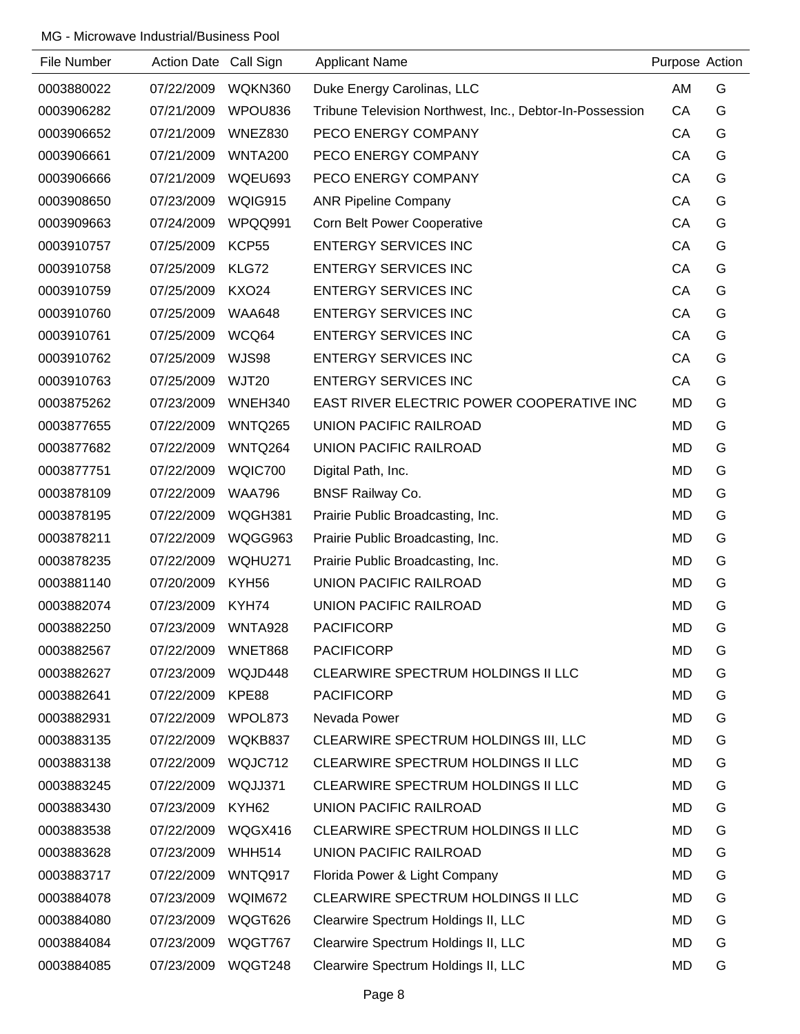MG - Microwave Industrial/Business Pool

| File Number | Action Date | Call Sign | Applicant Name | Purpose | Action |
| --- | --- | --- | --- | --- | --- |
| 0003880022 | 07/22/2009 | WQKN360 | Duke Energy Carolinas, LLC | AM | G |
| 0003906282 | 07/21/2009 | WPOU836 | Tribune Television Northwest, Inc., Debtor-In-Possession | CA | G |
| 0003906652 | 07/21/2009 | WNEZ830 | PECO ENERGY COMPANY | CA | G |
| 0003906661 | 07/21/2009 | WNTA200 | PECO ENERGY COMPANY | CA | G |
| 0003906666 | 07/21/2009 | WQEU693 | PECO ENERGY COMPANY | CA | G |
| 0003908650 | 07/23/2009 | WQIG915 | ANR Pipeline Company | CA | G |
| 0003909663 | 07/24/2009 | WPQQ991 | Corn Belt Power Cooperative | CA | G |
| 0003910757 | 07/25/2009 | KCP55 | ENTERGY SERVICES INC | CA | G |
| 0003910758 | 07/25/2009 | KLG72 | ENTERGY SERVICES INC | CA | G |
| 0003910759 | 07/25/2009 | KXO24 | ENTERGY SERVICES INC | CA | G |
| 0003910760 | 07/25/2009 | WAA648 | ENTERGY SERVICES INC | CA | G |
| 0003910761 | 07/25/2009 | WCQ64 | ENTERGY SERVICES INC | CA | G |
| 0003910762 | 07/25/2009 | WJS98 | ENTERGY SERVICES INC | CA | G |
| 0003910763 | 07/25/2009 | WJT20 | ENTERGY SERVICES INC | CA | G |
| 0003875262 | 07/23/2009 | WNEH340 | EAST RIVER ELECTRIC POWER COOPERATIVE INC | MD | G |
| 0003877655 | 07/22/2009 | WNTQ265 | UNION PACIFIC RAILROAD | MD | G |
| 0003877682 | 07/22/2009 | WNTQ264 | UNION PACIFIC RAILROAD | MD | G |
| 0003877751 | 07/22/2009 | WQIC700 | Digital Path, Inc. | MD | G |
| 0003878109 | 07/22/2009 | WAA796 | BNSF Railway Co. | MD | G |
| 0003878195 | 07/22/2009 | WQGH381 | Prairie Public Broadcasting, Inc. | MD | G |
| 0003878211 | 07/22/2009 | WQGG963 | Prairie Public Broadcasting, Inc. | MD | G |
| 0003878235 | 07/22/2009 | WQHU271 | Prairie Public Broadcasting, Inc. | MD | G |
| 0003881140 | 07/20/2009 | KYH56 | UNION PACIFIC RAILROAD | MD | G |
| 0003882074 | 07/23/2009 | KYH74 | UNION PACIFIC RAILROAD | MD | G |
| 0003882250 | 07/23/2009 | WNTA928 | PACIFICORP | MD | G |
| 0003882567 | 07/22/2009 | WNET868 | PACIFICORP | MD | G |
| 0003882627 | 07/23/2009 | WQJD448 | CLEARWIRE SPECTRUM HOLDINGS II LLC | MD | G |
| 0003882641 | 07/22/2009 | KPE88 | PACIFICORP | MD | G |
| 0003882931 | 07/22/2009 | WPOL873 | Nevada Power | MD | G |
| 0003883135 | 07/22/2009 | WQKB837 | CLEARWIRE SPECTRUM HOLDINGS III, LLC | MD | G |
| 0003883138 | 07/22/2009 | WQJC712 | CLEARWIRE SPECTRUM HOLDINGS II LLC | MD | G |
| 0003883245 | 07/22/2009 | WQJJ371 | CLEARWIRE SPECTRUM HOLDINGS II LLC | MD | G |
| 0003883430 | 07/23/2009 | KYH62 | UNION PACIFIC RAILROAD | MD | G |
| 0003883538 | 07/22/2009 | WQGX416 | CLEARWIRE SPECTRUM HOLDINGS II LLC | MD | G |
| 0003883628 | 07/23/2009 | WHH514 | UNION PACIFIC RAILROAD | MD | G |
| 0003883717 | 07/22/2009 | WNTQ917 | Florida Power & Light Company | MD | G |
| 0003884078 | 07/23/2009 | WQIM672 | CLEARWIRE SPECTRUM HOLDINGS II LLC | MD | G |
| 0003884080 | 07/23/2009 | WQGT626 | Clearwire Spectrum Holdings II, LLC | MD | G |
| 0003884084 | 07/23/2009 | WQGT767 | Clearwire Spectrum Holdings II, LLC | MD | G |
| 0003884085 | 07/23/2009 | WQGT248 | Clearwire Spectrum Holdings II, LLC | MD | G |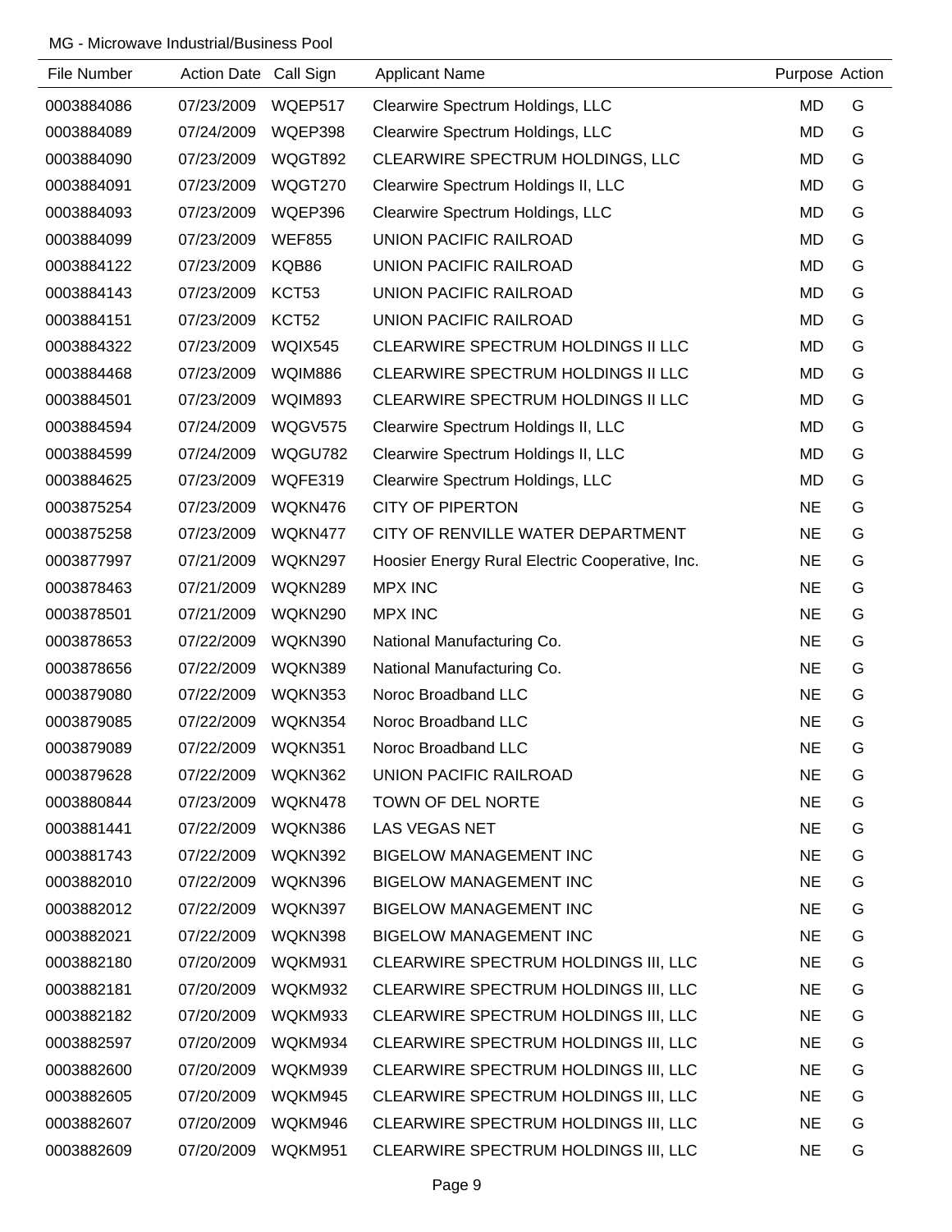MG - Microwave Industrial/Business Pool

| File Number | Action Date | Call Sign | Applicant Name | Purpose | Action |
|---|---|---|---|---|---|
| 0003884086 | 07/23/2009 | WQEP517 | Clearwire Spectrum Holdings, LLC | MD | G |
| 0003884089 | 07/24/2009 | WQEP398 | Clearwire Spectrum Holdings, LLC | MD | G |
| 0003884090 | 07/23/2009 | WQGT892 | CLEARWIRE SPECTRUM HOLDINGS, LLC | MD | G |
| 0003884091 | 07/23/2009 | WQGT270 | Clearwire Spectrum Holdings II, LLC | MD | G |
| 0003884093 | 07/23/2009 | WQEP396 | Clearwire Spectrum Holdings, LLC | MD | G |
| 0003884099 | 07/23/2009 | WEF855 | UNION PACIFIC RAILROAD | MD | G |
| 0003884122 | 07/23/2009 | KQB86 | UNION PACIFIC RAILROAD | MD | G |
| 0003884143 | 07/23/2009 | KCT53 | UNION PACIFIC RAILROAD | MD | G |
| 0003884151 | 07/23/2009 | KCT52 | UNION PACIFIC RAILROAD | MD | G |
| 0003884322 | 07/23/2009 | WQIX545 | CLEARWIRE SPECTRUM HOLDINGS II LLC | MD | G |
| 0003884468 | 07/23/2009 | WQIM886 | CLEARWIRE SPECTRUM HOLDINGS II LLC | MD | G |
| 0003884501 | 07/23/2009 | WQIM893 | CLEARWIRE SPECTRUM HOLDINGS II LLC | MD | G |
| 0003884594 | 07/24/2009 | WQGV575 | Clearwire Spectrum Holdings II, LLC | MD | G |
| 0003884599 | 07/24/2009 | WQGU782 | Clearwire Spectrum Holdings II, LLC | MD | G |
| 0003884625 | 07/23/2009 | WQFE319 | Clearwire Spectrum Holdings, LLC | MD | G |
| 0003875254 | 07/23/2009 | WQKN476 | CITY OF PIPERTON | NE | G |
| 0003875258 | 07/23/2009 | WQKN477 | CITY OF RENVILLE WATER DEPARTMENT | NE | G |
| 0003877997 | 07/21/2009 | WQKN297 | Hoosier Energy Rural Electric Cooperative, Inc. | NE | G |
| 0003878463 | 07/21/2009 | WQKN289 | MPX INC | NE | G |
| 0003878501 | 07/21/2009 | WQKN290 | MPX INC | NE | G |
| 0003878653 | 07/22/2009 | WQKN390 | National Manufacturing Co. | NE | G |
| 0003878656 | 07/22/2009 | WQKN389 | National Manufacturing Co. | NE | G |
| 0003879080 | 07/22/2009 | WQKN353 | Noroc Broadband LLC | NE | G |
| 0003879085 | 07/22/2009 | WQKN354 | Noroc Broadband LLC | NE | G |
| 0003879089 | 07/22/2009 | WQKN351 | Noroc Broadband LLC | NE | G |
| 0003879628 | 07/22/2009 | WQKN362 | UNION PACIFIC RAILROAD | NE | G |
| 0003880844 | 07/23/2009 | WQKN478 | TOWN OF DEL NORTE | NE | G |
| 0003881441 | 07/22/2009 | WQKN386 | LAS VEGAS NET | NE | G |
| 0003881743 | 07/22/2009 | WQKN392 | BIGELOW MANAGEMENT INC | NE | G |
| 0003882010 | 07/22/2009 | WQKN396 | BIGELOW MANAGEMENT INC | NE | G |
| 0003882012 | 07/22/2009 | WQKN397 | BIGELOW MANAGEMENT INC | NE | G |
| 0003882021 | 07/22/2009 | WQKN398 | BIGELOW MANAGEMENT INC | NE | G |
| 0003882180 | 07/20/2009 | WQKM931 | CLEARWIRE SPECTRUM HOLDINGS III, LLC | NE | G |
| 0003882181 | 07/20/2009 | WQKM932 | CLEARWIRE SPECTRUM HOLDINGS III, LLC | NE | G |
| 0003882182 | 07/20/2009 | WQKM933 | CLEARWIRE SPECTRUM HOLDINGS III, LLC | NE | G |
| 0003882597 | 07/20/2009 | WQKM934 | CLEARWIRE SPECTRUM HOLDINGS III, LLC | NE | G |
| 0003882600 | 07/20/2009 | WQKM939 | CLEARWIRE SPECTRUM HOLDINGS III, LLC | NE | G |
| 0003882605 | 07/20/2009 | WQKM945 | CLEARWIRE SPECTRUM HOLDINGS III, LLC | NE | G |
| 0003882607 | 07/20/2009 | WQKM946 | CLEARWIRE SPECTRUM HOLDINGS III, LLC | NE | G |
| 0003882609 | 07/20/2009 | WQKM951 | CLEARWIRE SPECTRUM HOLDINGS III, LLC | NE | G |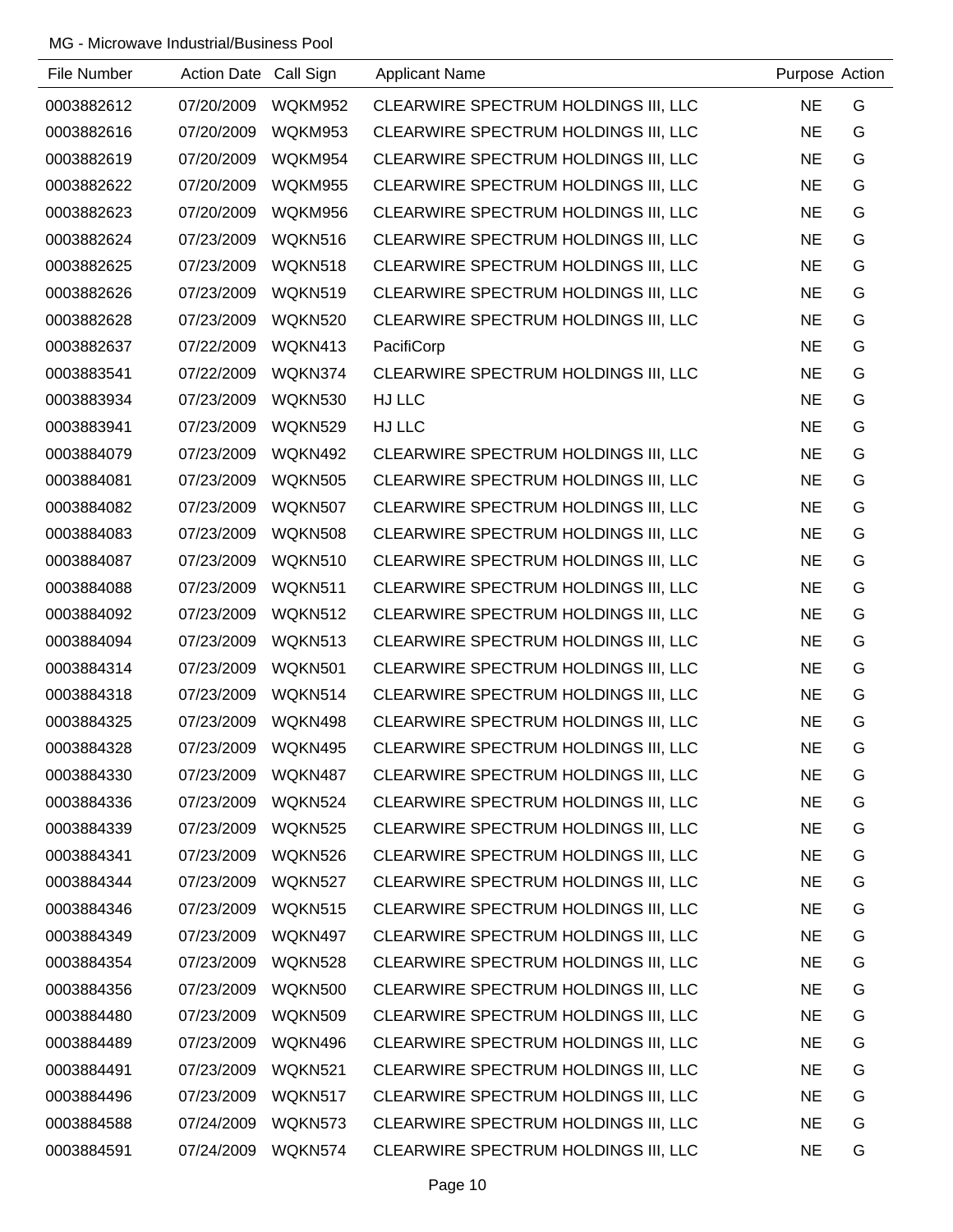MG - Microwave Industrial/Business Pool

| File Number | Action Date | Call Sign | Applicant Name | Purpose | Action |
|---|---|---|---|---|---|
| 0003882612 | 07/20/2009 | WQKM952 | CLEARWIRE SPECTRUM HOLDINGS III, LLC | NE | G |
| 0003882616 | 07/20/2009 | WQKM953 | CLEARWIRE SPECTRUM HOLDINGS III, LLC | NE | G |
| 0003882619 | 07/20/2009 | WQKM954 | CLEARWIRE SPECTRUM HOLDINGS III, LLC | NE | G |
| 0003882622 | 07/20/2009 | WQKM955 | CLEARWIRE SPECTRUM HOLDINGS III, LLC | NE | G |
| 0003882623 | 07/20/2009 | WQKM956 | CLEARWIRE SPECTRUM HOLDINGS III, LLC | NE | G |
| 0003882624 | 07/23/2009 | WQKN516 | CLEARWIRE SPECTRUM HOLDINGS III, LLC | NE | G |
| 0003882625 | 07/23/2009 | WQKN518 | CLEARWIRE SPECTRUM HOLDINGS III, LLC | NE | G |
| 0003882626 | 07/23/2009 | WQKN519 | CLEARWIRE SPECTRUM HOLDINGS III, LLC | NE | G |
| 0003882628 | 07/23/2009 | WQKN520 | CLEARWIRE SPECTRUM HOLDINGS III, LLC | NE | G |
| 0003882637 | 07/22/2009 | WQKN413 | PacifiCorp | NE | G |
| 0003883541 | 07/22/2009 | WQKN374 | CLEARWIRE SPECTRUM HOLDINGS III, LLC | NE | G |
| 0003883934 | 07/23/2009 | WQKN530 | HJ LLC | NE | G |
| 0003883941 | 07/23/2009 | WQKN529 | HJ LLC | NE | G |
| 0003884079 | 07/23/2009 | WQKN492 | CLEARWIRE SPECTRUM HOLDINGS III, LLC | NE | G |
| 0003884081 | 07/23/2009 | WQKN505 | CLEARWIRE SPECTRUM HOLDINGS III, LLC | NE | G |
| 0003884082 | 07/23/2009 | WQKN507 | CLEARWIRE SPECTRUM HOLDINGS III, LLC | NE | G |
| 0003884083 | 07/23/2009 | WQKN508 | CLEARWIRE SPECTRUM HOLDINGS III, LLC | NE | G |
| 0003884087 | 07/23/2009 | WQKN510 | CLEARWIRE SPECTRUM HOLDINGS III, LLC | NE | G |
| 0003884088 | 07/23/2009 | WQKN511 | CLEARWIRE SPECTRUM HOLDINGS III, LLC | NE | G |
| 0003884092 | 07/23/2009 | WQKN512 | CLEARWIRE SPECTRUM HOLDINGS III, LLC | NE | G |
| 0003884094 | 07/23/2009 | WQKN513 | CLEARWIRE SPECTRUM HOLDINGS III, LLC | NE | G |
| 0003884314 | 07/23/2009 | WQKN501 | CLEARWIRE SPECTRUM HOLDINGS III, LLC | NE | G |
| 0003884318 | 07/23/2009 | WQKN514 | CLEARWIRE SPECTRUM HOLDINGS III, LLC | NE | G |
| 0003884325 | 07/23/2009 | WQKN498 | CLEARWIRE SPECTRUM HOLDINGS III, LLC | NE | G |
| 0003884328 | 07/23/2009 | WQKN495 | CLEARWIRE SPECTRUM HOLDINGS III, LLC | NE | G |
| 0003884330 | 07/23/2009 | WQKN487 | CLEARWIRE SPECTRUM HOLDINGS III, LLC | NE | G |
| 0003884336 | 07/23/2009 | WQKN524 | CLEARWIRE SPECTRUM HOLDINGS III, LLC | NE | G |
| 0003884339 | 07/23/2009 | WQKN525 | CLEARWIRE SPECTRUM HOLDINGS III, LLC | NE | G |
| 0003884341 | 07/23/2009 | WQKN526 | CLEARWIRE SPECTRUM HOLDINGS III, LLC | NE | G |
| 0003884344 | 07/23/2009 | WQKN527 | CLEARWIRE SPECTRUM HOLDINGS III, LLC | NE | G |
| 0003884346 | 07/23/2009 | WQKN515 | CLEARWIRE SPECTRUM HOLDINGS III, LLC | NE | G |
| 0003884349 | 07/23/2009 | WQKN497 | CLEARWIRE SPECTRUM HOLDINGS III, LLC | NE | G |
| 0003884354 | 07/23/2009 | WQKN528 | CLEARWIRE SPECTRUM HOLDINGS III, LLC | NE | G |
| 0003884356 | 07/23/2009 | WQKN500 | CLEARWIRE SPECTRUM HOLDINGS III, LLC | NE | G |
| 0003884480 | 07/23/2009 | WQKN509 | CLEARWIRE SPECTRUM HOLDINGS III, LLC | NE | G |
| 0003884489 | 07/23/2009 | WQKN496 | CLEARWIRE SPECTRUM HOLDINGS III, LLC | NE | G |
| 0003884491 | 07/23/2009 | WQKN521 | CLEARWIRE SPECTRUM HOLDINGS III, LLC | NE | G |
| 0003884496 | 07/23/2009 | WQKN517 | CLEARWIRE SPECTRUM HOLDINGS III, LLC | NE | G |
| 0003884588 | 07/24/2009 | WQKN573 | CLEARWIRE SPECTRUM HOLDINGS III, LLC | NE | G |
| 0003884591 | 07/24/2009 | WQKN574 | CLEARWIRE SPECTRUM HOLDINGS III, LLC | NE | G |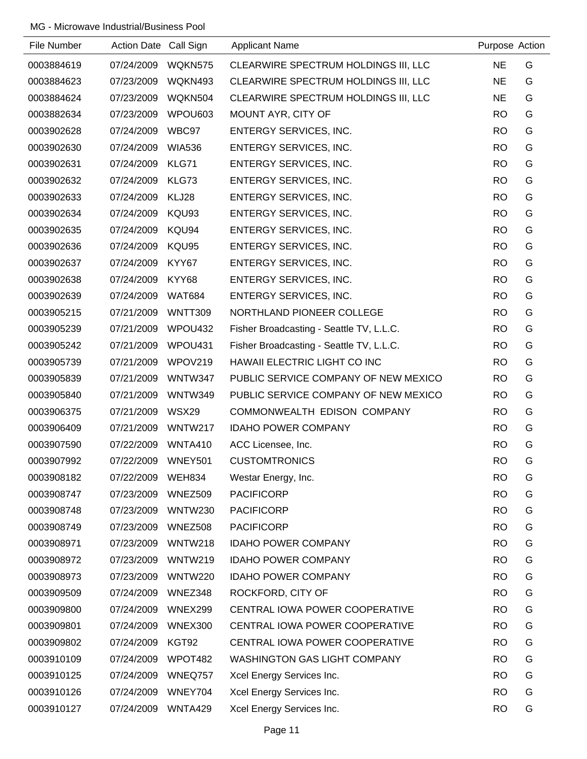MG - Microwave Industrial/Business Pool

| File Number | Action Date | Call Sign | Applicant Name | Purpose | Action |
|---|---|---|---|---|---|
| 0003884619 | 07/24/2009 | WQKN575 | CLEARWIRE SPECTRUM HOLDINGS III, LLC | NE | G |
| 0003884623 | 07/23/2009 | WQKN493 | CLEARWIRE SPECTRUM HOLDINGS III, LLC | NE | G |
| 0003884624 | 07/23/2009 | WQKN504 | CLEARWIRE SPECTRUM HOLDINGS III, LLC | NE | G |
| 0003882634 | 07/23/2009 | WPOU603 | MOUNT AYR, CITY OF | RO | G |
| 0003902628 | 07/24/2009 | WBC97 | ENTERGY SERVICES, INC. | RO | G |
| 0003902630 | 07/24/2009 | WIA536 | ENTERGY SERVICES, INC. | RO | G |
| 0003902631 | 07/24/2009 | KLG71 | ENTERGY SERVICES, INC. | RO | G |
| 0003902632 | 07/24/2009 | KLG73 | ENTERGY SERVICES, INC. | RO | G |
| 0003902633 | 07/24/2009 | KLJ28 | ENTERGY SERVICES, INC. | RO | G |
| 0003902634 | 07/24/2009 | KQU93 | ENTERGY SERVICES, INC. | RO | G |
| 0003902635 | 07/24/2009 | KQU94 | ENTERGY SERVICES, INC. | RO | G |
| 0003902636 | 07/24/2009 | KQU95 | ENTERGY SERVICES, INC. | RO | G |
| 0003902637 | 07/24/2009 | KYY67 | ENTERGY SERVICES, INC. | RO | G |
| 0003902638 | 07/24/2009 | KYY68 | ENTERGY SERVICES, INC. | RO | G |
| 0003902639 | 07/24/2009 | WAT684 | ENTERGY SERVICES, INC. | RO | G |
| 0003905215 | 07/21/2009 | WNTT309 | NORTHLAND PIONEER COLLEGE | RO | G |
| 0003905239 | 07/21/2009 | WPOU432 | Fisher Broadcasting - Seattle TV, L.L.C. | RO | G |
| 0003905242 | 07/21/2009 | WPOU431 | Fisher Broadcasting - Seattle TV, L.L.C. | RO | G |
| 0003905739 | 07/21/2009 | WPOV219 | HAWAII ELECTRIC LIGHT CO INC | RO | G |
| 0003905839 | 07/21/2009 | WNTW347 | PUBLIC SERVICE COMPANY OF NEW MEXICO | RO | G |
| 0003905840 | 07/21/2009 | WNTW349 | PUBLIC SERVICE COMPANY OF NEW MEXICO | RO | G |
| 0003906375 | 07/21/2009 | WSX29 | COMMONWEALTH EDISON COMPANY | RO | G |
| 0003906409 | 07/21/2009 | WNTW217 | IDAHO POWER COMPANY | RO | G |
| 0003907590 | 07/22/2009 | WNTA410 | ACC Licensee, Inc. | RO | G |
| 0003907992 | 07/22/2009 | WNEY501 | CUSTOMTRONICS | RO | G |
| 0003908182 | 07/22/2009 | WEH834 | Westar Energy, Inc. | RO | G |
| 0003908747 | 07/23/2009 | WNEZ509 | PACIFICORP | RO | G |
| 0003908748 | 07/23/2009 | WNTW230 | PACIFICORP | RO | G |
| 0003908749 | 07/23/2009 | WNEZ508 | PACIFICORP | RO | G |
| 0003908971 | 07/23/2009 | WNTW218 | IDAHO POWER COMPANY | RO | G |
| 0003908972 | 07/23/2009 | WNTW219 | IDAHO POWER COMPANY | RO | G |
| 0003908973 | 07/23/2009 | WNTW220 | IDAHO POWER COMPANY | RO | G |
| 0003909509 | 07/24/2009 | WNEZ348 | ROCKFORD, CITY OF | RO | G |
| 0003909800 | 07/24/2009 | WNEX299 | CENTRAL IOWA POWER COOPERATIVE | RO | G |
| 0003909801 | 07/24/2009 | WNEX300 | CENTRAL IOWA POWER COOPERATIVE | RO | G |
| 0003909802 | 07/24/2009 | KGT92 | CENTRAL IOWA POWER COOPERATIVE | RO | G |
| 0003910109 | 07/24/2009 | WPOT482 | WASHINGTON GAS LIGHT COMPANY | RO | G |
| 0003910125 | 07/24/2009 | WNEQ757 | Xcel Energy Services Inc. | RO | G |
| 0003910126 | 07/24/2009 | WNEY704 | Xcel Energy Services Inc. | RO | G |
| 0003910127 | 07/24/2009 | WNTA429 | Xcel Energy Services Inc. | RO | G |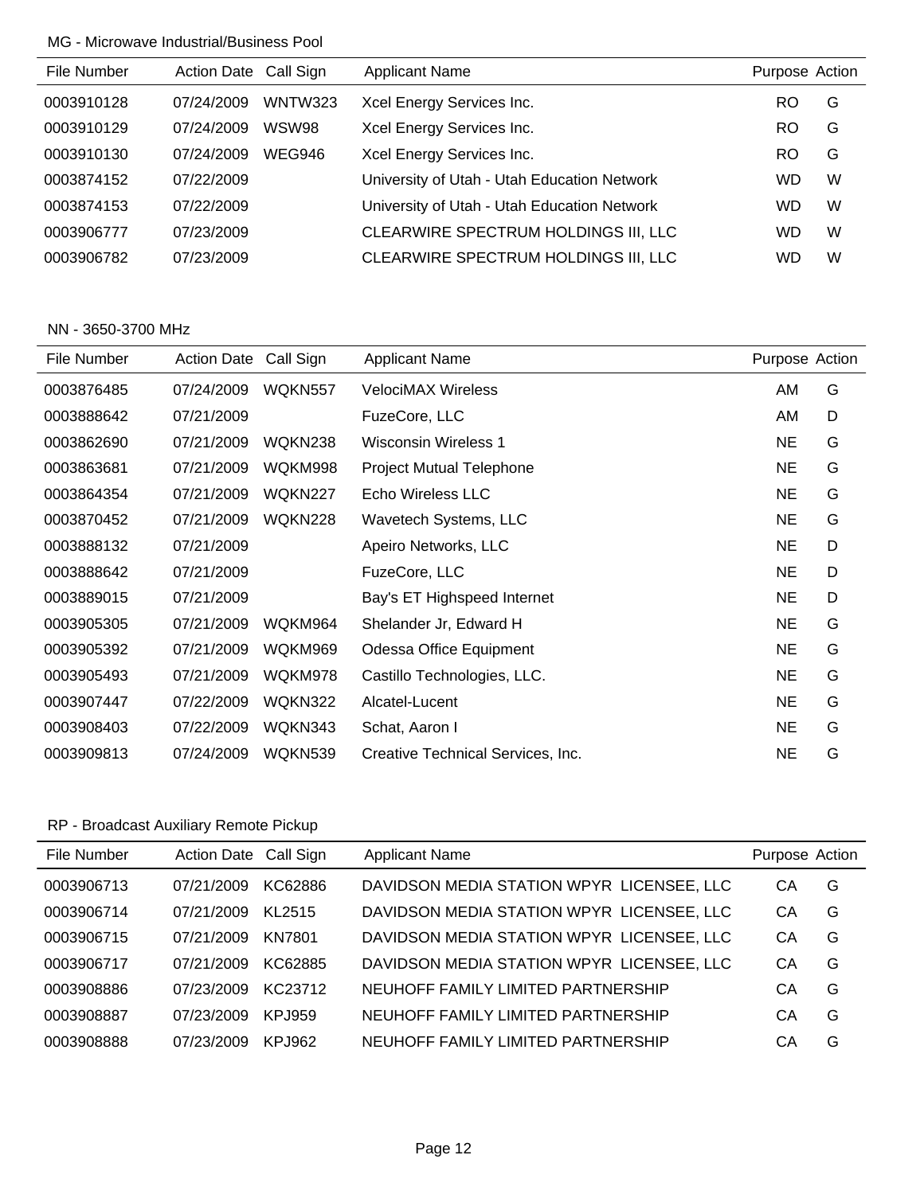MG - Microwave Industrial/Business Pool

| File Number | Action Date | Call Sign | Applicant Name | Purpose | Action |
|---|---|---|---|---|---|
| 0003910128 | 07/24/2009 | WNTW323 | Xcel Energy Services Inc. | RO | G |
| 0003910129 | 07/24/2009 | WSW98 | Xcel Energy Services Inc. | RO | G |
| 0003910130 | 07/24/2009 | WEG946 | Xcel Energy Services Inc. | RO | G |
| 0003874152 | 07/22/2009 | | University of Utah - Utah Education Network | WD | W |
| 0003874153 | 07/22/2009 | | University of Utah - Utah Education Network | WD | W |
| 0003906777 | 07/23/2009 | | CLEARWIRE SPECTRUM HOLDINGS III, LLC | WD | W |
| 0003906782 | 07/23/2009 | | CLEARWIRE SPECTRUM HOLDINGS III, LLC | WD | W |

NN - 3650-3700 MHz

| File Number | Action Date | Call Sign | Applicant Name | Purpose | Action |
|---|---|---|---|---|---|
| 0003876485 | 07/24/2009 | WQKN557 | VelociMAX Wireless | AM | G |
| 0003888642 | 07/21/2009 | | FuzeCore, LLC | AM | D |
| 0003862690 | 07/21/2009 | WQKN238 | Wisconsin Wireless 1 | NE | G |
| 0003863681 | 07/21/2009 | WQKM998 | Project Mutual Telephone | NE | G |
| 0003864354 | 07/21/2009 | WQKN227 | Echo Wireless LLC | NE | G |
| 0003870452 | 07/21/2009 | WQKN228 | Wavetech Systems, LLC | NE | G |
| 0003888132 | 07/21/2009 | | Apeiro Networks, LLC | NE | D |
| 0003888642 | 07/21/2009 | | FuzeCore, LLC | NE | D |
| 0003889015 | 07/21/2009 | | Bay's ET Highspeed Internet | NE | D |
| 0003905305 | 07/21/2009 | WQKM964 | Shelander Jr, Edward H | NE | G |
| 0003905392 | 07/21/2009 | WQKM969 | Odessa Office Equipment | NE | G |
| 0003905493 | 07/21/2009 | WQKM978 | Castillo Technologies, LLC. | NE | G |
| 0003907447 | 07/22/2009 | WQKN322 | Alcatel-Lucent | NE | G |
| 0003908403 | 07/22/2009 | WQKN343 | Schat, Aaron I | NE | G |
| 0003909813 | 07/24/2009 | WQKN539 | Creative Technical Services, Inc. | NE | G |

RP - Broadcast Auxiliary Remote Pickup

| File Number | Action Date | Call Sign | Applicant Name | Purpose | Action |
|---|---|---|---|---|---|
| 0003906713 | 07/21/2009 | KC62886 | DAVIDSON MEDIA STATION WPYR LICENSEE, LLC | CA | G |
| 0003906714 | 07/21/2009 | KL2515 | DAVIDSON MEDIA STATION WPYR LICENSEE, LLC | CA | G |
| 0003906715 | 07/21/2009 | KN7801 | DAVIDSON MEDIA STATION WPYR LICENSEE, LLC | CA | G |
| 0003906717 | 07/21/2009 | KC62885 | DAVIDSON MEDIA STATION WPYR LICENSEE, LLC | CA | G |
| 0003908886 | 07/23/2009 | KC23712 | NEUHOFF FAMILY LIMITED PARTNERSHIP | CA | G |
| 0003908887 | 07/23/2009 | KPJ959 | NEUHOFF FAMILY LIMITED PARTNERSHIP | CA | G |
| 0003908888 | 07/23/2009 | KPJ962 | NEUHOFF FAMILY LIMITED PARTNERSHIP | CA | G |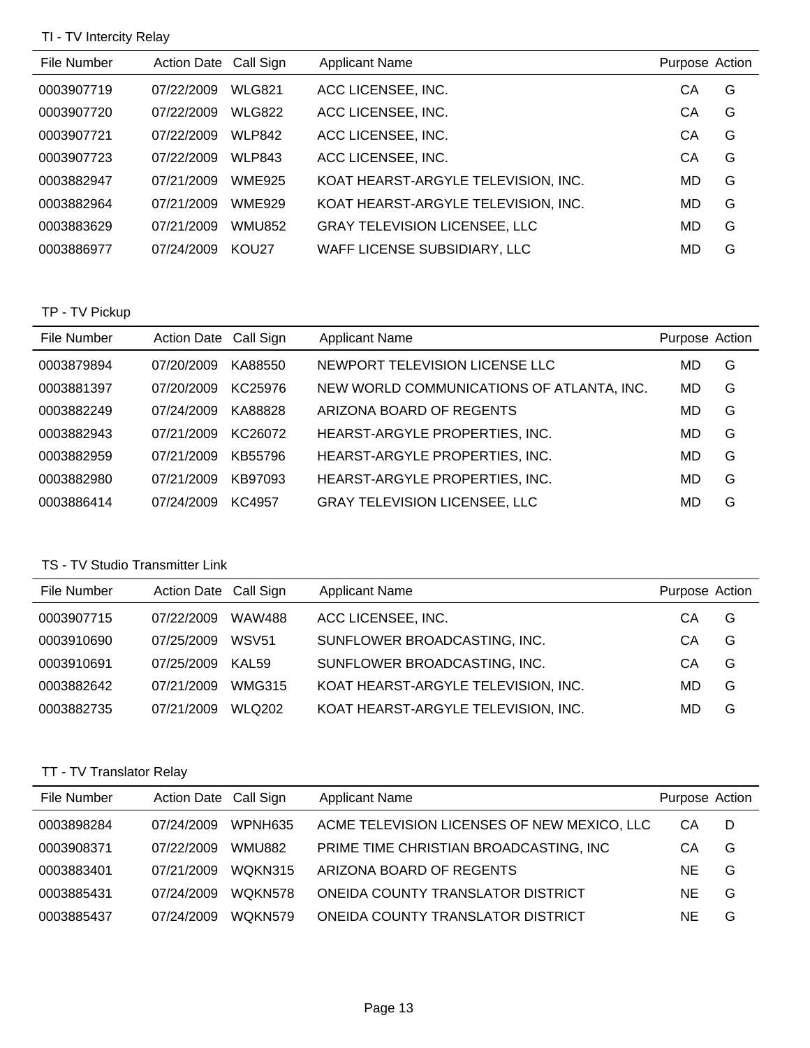## TI - TV Intercity Relay

| File Number | Action Date | Call Sign | Applicant Name | Purpose | Action |
|---|---|---|---|---|---|
| 0003907719 | 07/22/2009 | WLG821 | ACC LICENSEE, INC. | CA | G |
| 0003907720 | 07/22/2009 | WLG822 | ACC LICENSEE, INC. | CA | G |
| 0003907721 | 07/22/2009 | WLP842 | ACC LICENSEE, INC. | CA | G |
| 0003907723 | 07/22/2009 | WLP843 | ACC LICENSEE, INC. | CA | G |
| 0003882947 | 07/21/2009 | WME925 | KOAT HEARST-ARGYLE TELEVISION, INC. | MD | G |
| 0003882964 | 07/21/2009 | WME929 | KOAT HEARST-ARGYLE TELEVISION, INC. | MD | G |
| 0003883629 | 07/21/2009 | WMU852 | GRAY TELEVISION LICENSEE, LLC | MD | G |
| 0003886977 | 07/24/2009 | KOU27 | WAFF LICENSE SUBSIDIARY, LLC | MD | G |

## TP - TV Pickup

| File Number | Action Date | Call Sign | Applicant Name | Purpose | Action |
|---|---|---|---|---|---|
| 0003879894 | 07/20/2009 | KA88550 | NEWPORT TELEVISION LICENSE LLC | MD | G |
| 0003881397 | 07/20/2009 | KC25976 | NEW WORLD COMMUNICATIONS OF ATLANTA, INC. | MD | G |
| 0003882249 | 07/24/2009 | KA88828 | ARIZONA BOARD OF REGENTS | MD | G |
| 0003882943 | 07/21/2009 | KC26072 | HEARST-ARGYLE PROPERTIES, INC. | MD | G |
| 0003882959 | 07/21/2009 | KB55796 | HEARST-ARGYLE PROPERTIES, INC. | MD | G |
| 0003882980 | 07/21/2009 | KB97093 | HEARST-ARGYLE PROPERTIES, INC. | MD | G |
| 0003886414 | 07/24/2009 | KC4957 | GRAY TELEVISION LICENSEE, LLC | MD | G |

## TS - TV Studio Transmitter Link

| File Number | Action Date | Call Sign | Applicant Name | Purpose | Action |
|---|---|---|---|---|---|
| 0003907715 | 07/22/2009 | WAW488 | ACC LICENSEE, INC. | CA | G |
| 0003910690 | 07/25/2009 | WSV51 | SUNFLOWER BROADCASTING, INC. | CA | G |
| 0003910691 | 07/25/2009 | KAL59 | SUNFLOWER BROADCASTING, INC. | CA | G |
| 0003882642 | 07/21/2009 | WMG315 | KOAT HEARST-ARGYLE TELEVISION, INC. | MD | G |
| 0003882735 | 07/21/2009 | WLQ202 | KOAT HEARST-ARGYLE TELEVISION, INC. | MD | G |

## TT - TV Translator Relay

| File Number | Action Date | Call Sign | Applicant Name | Purpose | Action |
|---|---|---|---|---|---|
| 0003898284 | 07/24/2009 | WPNH635 | ACME TELEVISION LICENSES OF NEW MEXICO, LLC | CA | D |
| 0003908371 | 07/22/2009 | WMU882 | PRIME TIME CHRISTIAN BROADCASTING, INC | CA | G |
| 0003883401 | 07/21/2009 | WQKN315 | ARIZONA BOARD OF REGENTS | NE | G |
| 0003885431 | 07/24/2009 | WQKN578 | ONEIDA COUNTY TRANSLATOR DISTRICT | NE | G |
| 0003885437 | 07/24/2009 | WQKN579 | ONEIDA COUNTY TRANSLATOR DISTRICT | NE | G |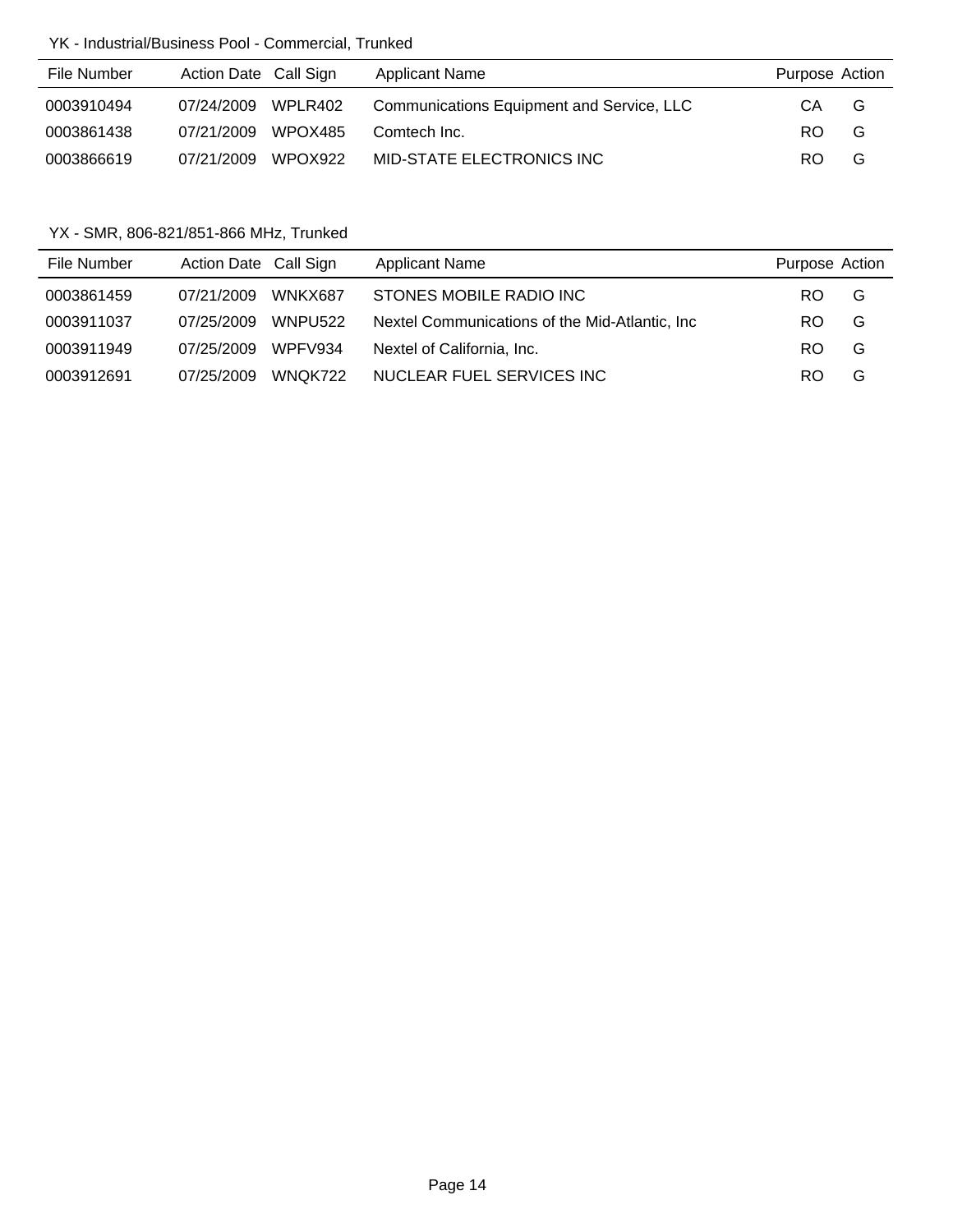YK - Industrial/Business Pool - Commercial, Trunked

| File Number | Action Date | Call Sign | Applicant Name | Purpose | Action |
|---|---|---|---|---|---|
| 0003910494 | 07/24/2009 | WPLR402 | Communications Equipment and Service, LLC | CA | G |
| 0003861438 | 07/21/2009 | WPOX485 | Comtech Inc. | RO | G |
| 0003866619 | 07/21/2009 | WPOX922 | MID-STATE ELECTRONICS INC | RO | G |

YX - SMR, 806-821/851-866 MHz, Trunked

| File Number | Action Date | Call Sign | Applicant Name | Purpose | Action |
|---|---|---|---|---|---|
| 0003861459 | 07/21/2009 | WNKX687 | STONES MOBILE RADIO INC | RO | G |
| 0003911037 | 07/25/2009 | WNPU522 | Nextel Communications of the Mid-Atlantic, Inc | RO | G |
| 0003911949 | 07/25/2009 | WPFV934 | Nextel of California, Inc. | RO | G |
| 0003912691 | 07/25/2009 | WNQK722 | NUCLEAR FUEL SERVICES INC | RO | G |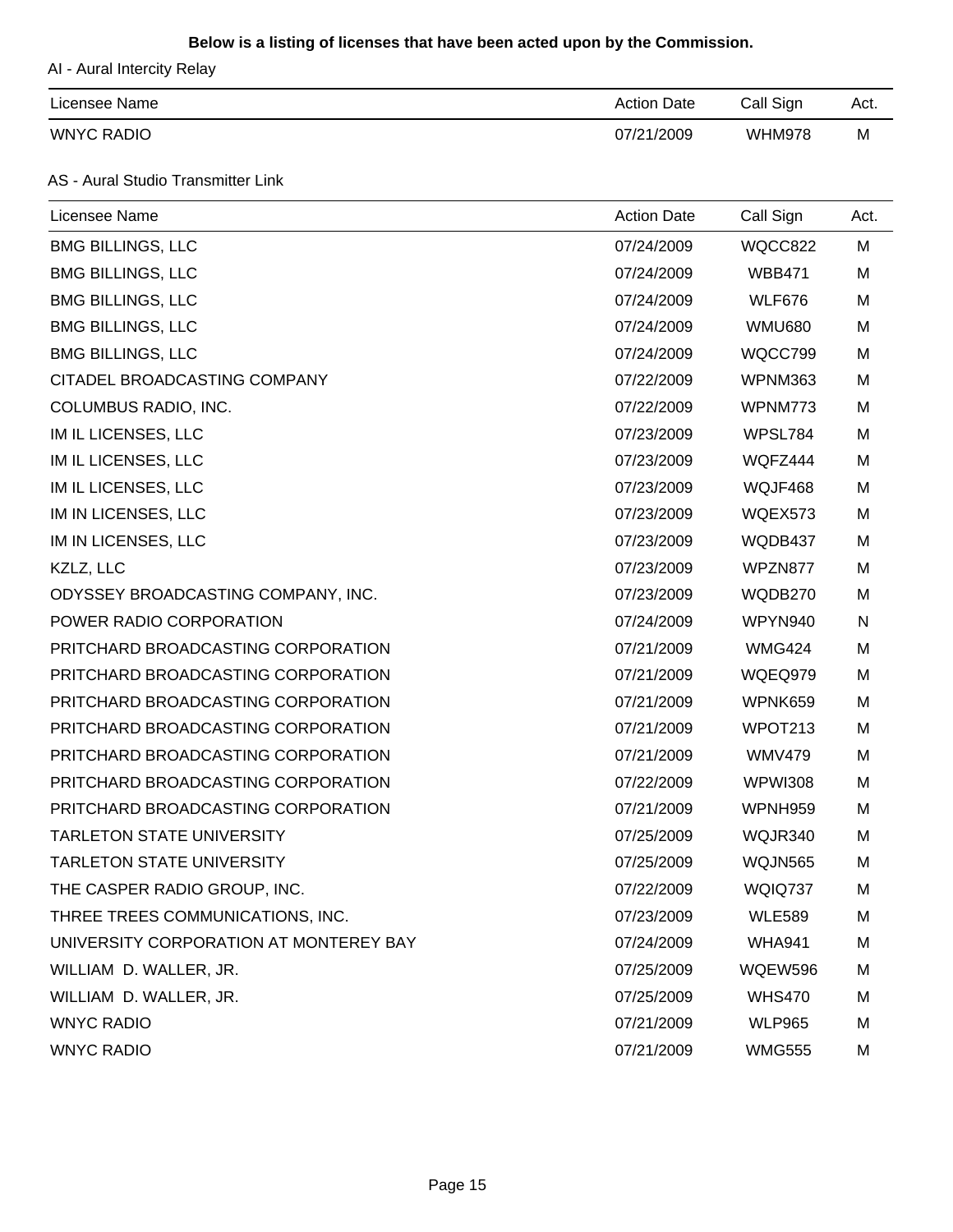**Below is a listing of licenses that have been acted upon by the Commission.**

AI - Aural Intercity Relay

| Licensee Name | Action Date | Call Sign | Act. |
|---|---|---|---|
| WNYC RADIO | 07/21/2009 | WHM978 | M |

AS - Aural Studio Transmitter Link

| Licensee Name | Action Date | Call Sign | Act. |
|---|---|---|---|
| BMG BILLINGS, LLC | 07/24/2009 | WQCC822 | M |
| BMG BILLINGS, LLC | 07/24/2009 | WBB471 | M |
| BMG BILLINGS, LLC | 07/24/2009 | WLF676 | M |
| BMG BILLINGS, LLC | 07/24/2009 | WMU680 | M |
| BMG BILLINGS, LLC | 07/24/2009 | WQCC799 | M |
| CITADEL BROADCASTING COMPANY | 07/22/2009 | WPNM363 | M |
| COLUMBUS RADIO, INC. | 07/22/2009 | WPNM773 | M |
| IM IL LICENSES, LLC | 07/23/2009 | WPSL784 | M |
| IM IL LICENSES, LLC | 07/23/2009 | WQFZ444 | M |
| IM IL LICENSES, LLC | 07/23/2009 | WQJF468 | M |
| IM IN LICENSES, LLC | 07/23/2009 | WQEX573 | M |
| IM IN LICENSES, LLC | 07/23/2009 | WQDB437 | M |
| KZLZ, LLC | 07/23/2009 | WPZN877 | M |
| ODYSSEY BROADCASTING COMPANY, INC. | 07/23/2009 | WQDB270 | M |
| POWER RADIO CORPORATION | 07/24/2009 | WPYN940 | N |
| PRITCHARD BROADCASTING CORPORATION | 07/21/2009 | WMG424 | M |
| PRITCHARD BROADCASTING CORPORATION | 07/21/2009 | WQEQ979 | M |
| PRITCHARD BROADCASTING CORPORATION | 07/21/2009 | WPNK659 | M |
| PRITCHARD BROADCASTING CORPORATION | 07/21/2009 | WPOT213 | M |
| PRITCHARD BROADCASTING CORPORATION | 07/21/2009 | WMV479 | M |
| PRITCHARD BROADCASTING CORPORATION | 07/22/2009 | WPWI308 | M |
| PRITCHARD BROADCASTING CORPORATION | 07/21/2009 | WPNH959 | M |
| TARLETON STATE UNIVERSITY | 07/25/2009 | WQJR340 | M |
| TARLETON STATE UNIVERSITY | 07/25/2009 | WQJN565 | M |
| THE CASPER RADIO GROUP, INC. | 07/22/2009 | WQIQ737 | M |
| THREE TREES COMMUNICATIONS, INC. | 07/23/2009 | WLE589 | M |
| UNIVERSITY CORPORATION AT MONTEREY BAY | 07/24/2009 | WHA941 | M |
| WILLIAM D. WALLER, JR. | 07/25/2009 | WQEW596 | M |
| WILLIAM D. WALLER, JR. | 07/25/2009 | WHS470 | M |
| WNYC RADIO | 07/21/2009 | WLP965 | M |
| WNYC RADIO | 07/21/2009 | WMG555 | M |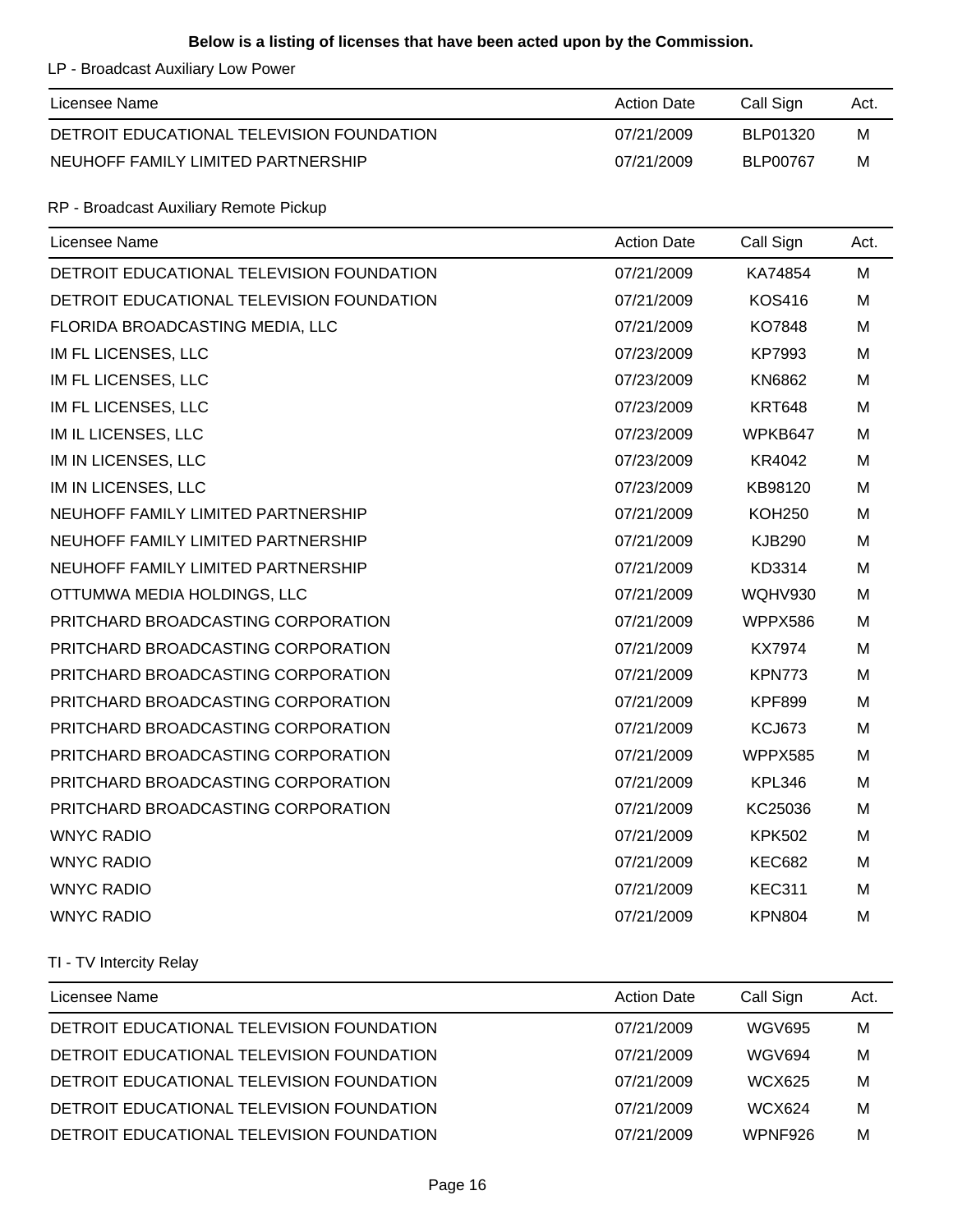**Below is a listing of licenses that have been acted upon by the Commission.**

LP - Broadcast Auxiliary Low Power

| Licensee Name | Action Date | Call Sign | Act. |
|---|---|---|---|
| DETROIT EDUCATIONAL TELEVISION FOUNDATION | 07/21/2009 | BLP01320 | M |
| NEUHOFF FAMILY LIMITED PARTNERSHIP | 07/21/2009 | BLP00767 | M |

RP - Broadcast Auxiliary Remote Pickup

| Licensee Name | Action Date | Call Sign | Act. |
|---|---|---|---|
| DETROIT EDUCATIONAL TELEVISION FOUNDATION | 07/21/2009 | KA74854 | M |
| DETROIT EDUCATIONAL TELEVISION FOUNDATION | 07/21/2009 | KOS416 | M |
| FLORIDA BROADCASTING MEDIA, LLC | 07/21/2009 | KO7848 | M |
| IM FL LICENSES, LLC | 07/23/2009 | KP7993 | M |
| IM FL LICENSES, LLC | 07/23/2009 | KN6862 | M |
| IM FL LICENSES, LLC | 07/23/2009 | KRT648 | M |
| IM IL LICENSES, LLC | 07/23/2009 | WPKB647 | M |
| IM IN LICENSES, LLC | 07/23/2009 | KR4042 | M |
| IM IN LICENSES, LLC | 07/23/2009 | KB98120 | M |
| NEUHOFF FAMILY LIMITED PARTNERSHIP | 07/21/2009 | KOH250 | M |
| NEUHOFF FAMILY LIMITED PARTNERSHIP | 07/21/2009 | KJB290 | M |
| NEUHOFF FAMILY LIMITED PARTNERSHIP | 07/21/2009 | KD3314 | M |
| OTTUMWA MEDIA HOLDINGS, LLC | 07/21/2009 | WQHV930 | M |
| PRITCHARD BROADCASTING CORPORATION | 07/21/2009 | WPPX586 | M |
| PRITCHARD BROADCASTING CORPORATION | 07/21/2009 | KX7974 | M |
| PRITCHARD BROADCASTING CORPORATION | 07/21/2009 | KPN773 | M |
| PRITCHARD BROADCASTING CORPORATION | 07/21/2009 | KPF899 | M |
| PRITCHARD BROADCASTING CORPORATION | 07/21/2009 | KCJ673 | M |
| PRITCHARD BROADCASTING CORPORATION | 07/21/2009 | WPPX585 | M |
| PRITCHARD BROADCASTING CORPORATION | 07/21/2009 | KPL346 | M |
| PRITCHARD BROADCASTING CORPORATION | 07/21/2009 | KC25036 | M |
| WNYC RADIO | 07/21/2009 | KPK502 | M |
| WNYC RADIO | 07/21/2009 | KEC682 | M |
| WNYC RADIO | 07/21/2009 | KEC311 | M |
| WNYC RADIO | 07/21/2009 | KPN804 | M |

TI - TV Intercity Relay

| Licensee Name | Action Date | Call Sign | Act. |
|---|---|---|---|
| DETROIT EDUCATIONAL TELEVISION FOUNDATION | 07/21/2009 | WGV695 | M |
| DETROIT EDUCATIONAL TELEVISION FOUNDATION | 07/21/2009 | WGV694 | M |
| DETROIT EDUCATIONAL TELEVISION FOUNDATION | 07/21/2009 | WCX625 | M |
| DETROIT EDUCATIONAL TELEVISION FOUNDATION | 07/21/2009 | WCX624 | M |
| DETROIT EDUCATIONAL TELEVISION FOUNDATION | 07/21/2009 | WPNF926 | M |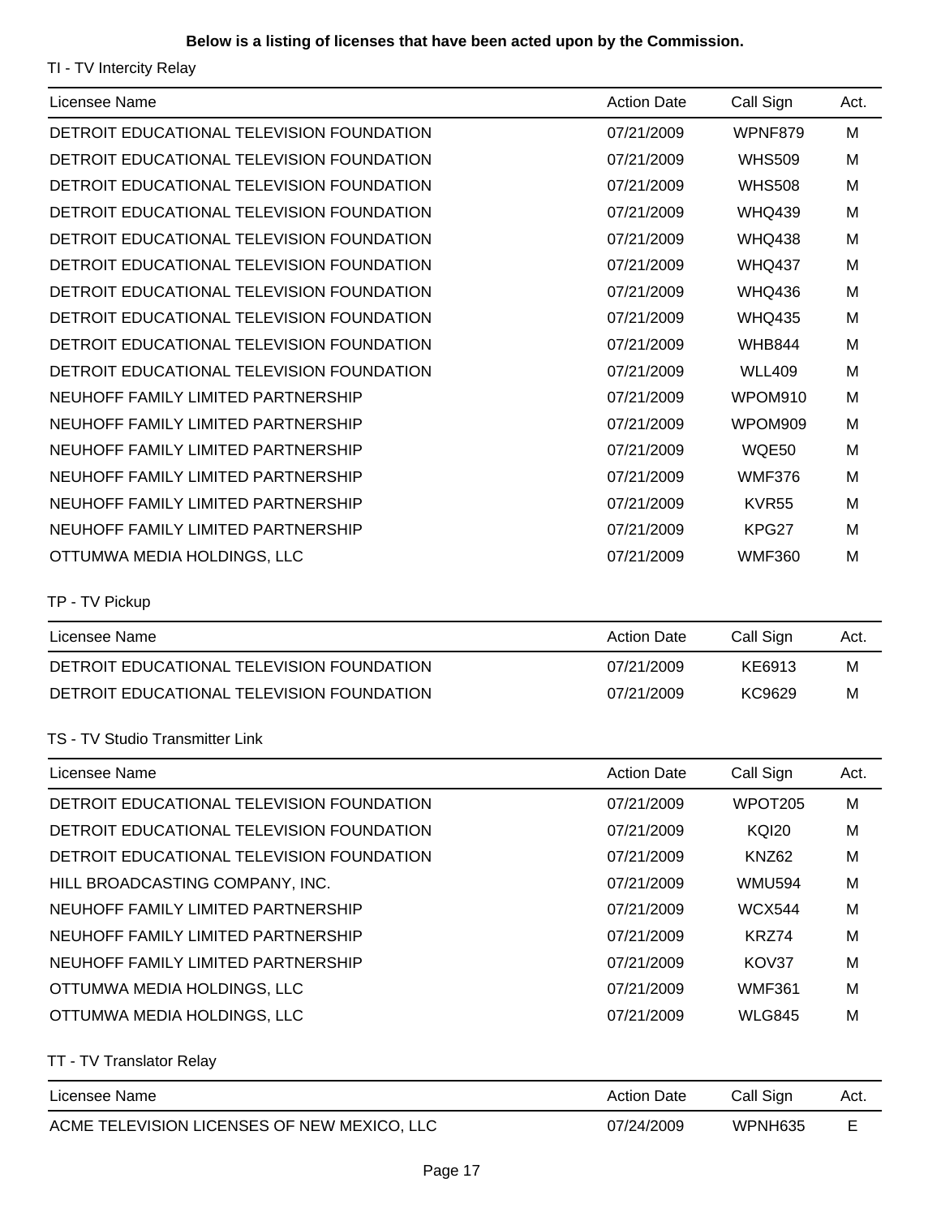**Below is a listing of licenses that have been acted upon by the Commission.**

TI - TV Intercity Relay

| Licensee Name | Action Date | Call Sign | Act. |
|---|---|---|---|
| DETROIT EDUCATIONAL TELEVISION FOUNDATION | 07/21/2009 | WPNF879 | M |
| DETROIT EDUCATIONAL TELEVISION FOUNDATION | 07/21/2009 | WHS509 | M |
| DETROIT EDUCATIONAL TELEVISION FOUNDATION | 07/21/2009 | WHS508 | M |
| DETROIT EDUCATIONAL TELEVISION FOUNDATION | 07/21/2009 | WHQ439 | M |
| DETROIT EDUCATIONAL TELEVISION FOUNDATION | 07/21/2009 | WHQ438 | M |
| DETROIT EDUCATIONAL TELEVISION FOUNDATION | 07/21/2009 | WHQ437 | M |
| DETROIT EDUCATIONAL TELEVISION FOUNDATION | 07/21/2009 | WHQ436 | M |
| DETROIT EDUCATIONAL TELEVISION FOUNDATION | 07/21/2009 | WHQ435 | M |
| DETROIT EDUCATIONAL TELEVISION FOUNDATION | 07/21/2009 | WHB844 | M |
| DETROIT EDUCATIONAL TELEVISION FOUNDATION | 07/21/2009 | WLL409 | M |
| NEUHOFF FAMILY LIMITED PARTNERSHIP | 07/21/2009 | WPOM910 | M |
| NEUHOFF FAMILY LIMITED PARTNERSHIP | 07/21/2009 | WPOM909 | M |
| NEUHOFF FAMILY LIMITED PARTNERSHIP | 07/21/2009 | WQE50 | M |
| NEUHOFF FAMILY LIMITED PARTNERSHIP | 07/21/2009 | WMF376 | M |
| NEUHOFF FAMILY LIMITED PARTNERSHIP | 07/21/2009 | KVR55 | M |
| NEUHOFF FAMILY LIMITED PARTNERSHIP | 07/21/2009 | KPG27 | M |
| OTTUMWA MEDIA HOLDINGS, LLC | 07/21/2009 | WMF360 | M |

TP - TV Pickup

| Licensee Name | Action Date | Call Sign | Act. |
|---|---|---|---|
| DETROIT EDUCATIONAL TELEVISION FOUNDATION | 07/21/2009 | KE6913 | M |
| DETROIT EDUCATIONAL TELEVISION FOUNDATION | 07/21/2009 | KC9629 | M |

TS - TV Studio Transmitter Link

| Licensee Name | Action Date | Call Sign | Act. |
|---|---|---|---|
| DETROIT EDUCATIONAL TELEVISION FOUNDATION | 07/21/2009 | WPOT205 | M |
| DETROIT EDUCATIONAL TELEVISION FOUNDATION | 07/21/2009 | KQI20 | M |
| DETROIT EDUCATIONAL TELEVISION FOUNDATION | 07/21/2009 | KNZ62 | M |
| HILL BROADCASTING COMPANY, INC. | 07/21/2009 | WMU594 | M |
| NEUHOFF FAMILY LIMITED PARTNERSHIP | 07/21/2009 | WCX544 | M |
| NEUHOFF FAMILY LIMITED PARTNERSHIP | 07/21/2009 | KRZ74 | M |
| NEUHOFF FAMILY LIMITED PARTNERSHIP | 07/21/2009 | KOV37 | M |
| OTTUMWA MEDIA HOLDINGS, LLC | 07/21/2009 | WMF361 | M |
| OTTUMWA MEDIA HOLDINGS, LLC | 07/21/2009 | WLG845 | M |

TT - TV Translator Relay

| Licensee Name | Action Date | Call Sign | Act. |
|---|---|---|---|
| ACME TELEVISION LICENSES OF NEW MEXICO, LLC | 07/24/2009 | WPNH635 | E |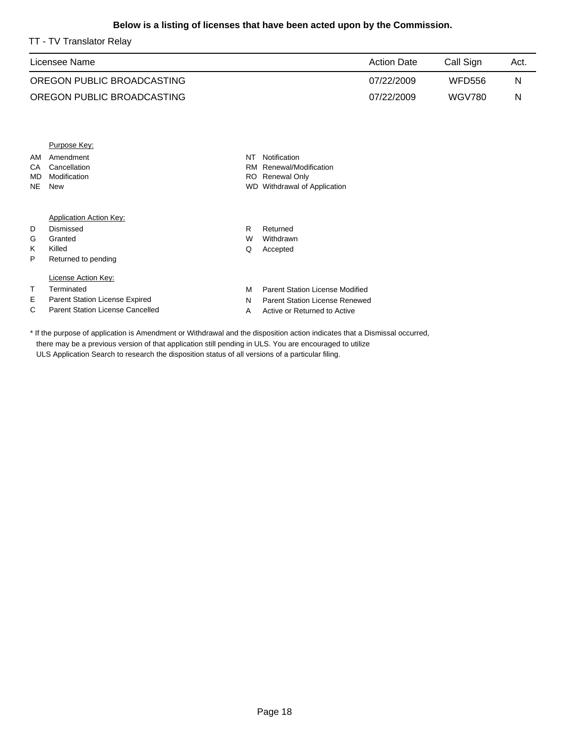**Below is a listing of licenses that have been acted upon by the Commission.**

TT - TV Translator Relay

| Licensee Name | Action Date | Call Sign | Act. |
|---|---|---|---|
| OREGON PUBLIC BROADCASTING | 07/22/2009 | WFD556 | N |
| OREGON PUBLIC BROADCASTING | 07/22/2009 | WGV780 | N |

Purpose Key:

| | | | |
|---|---|---|---|
| AM | Amendment | NT | Notification |
| CA | Cancellation | RM | Renewal/Modification |
| MD | Modification | RO | Renewal Only |
| NE | New | WD | Withdrawal of Application |

Application Action Key:

| | | | |
|---|---|---|---|
| D | Dismissed | R | Returned |
| G | Granted | W | Withdrawn |
| K | Killed | Q | Accepted |
| P | Returned to pending | | |

License Action Key:

| | | | |
|---|---|---|---|
| T | Terminated | M | Parent Station License Modified |
| E | Parent Station License Expired | N | Parent Station License Renewed |
| C | Parent Station License Cancelled | A | Active or Returned to Active |

* If the purpose of application is Amendment or Withdrawal and the disposition action indicates that a Dismissal occurred, there may be a previous version of that application still pending in ULS. You are encouraged to utilize ULS Application Search to research the disposition status of all versions of a particular filing.